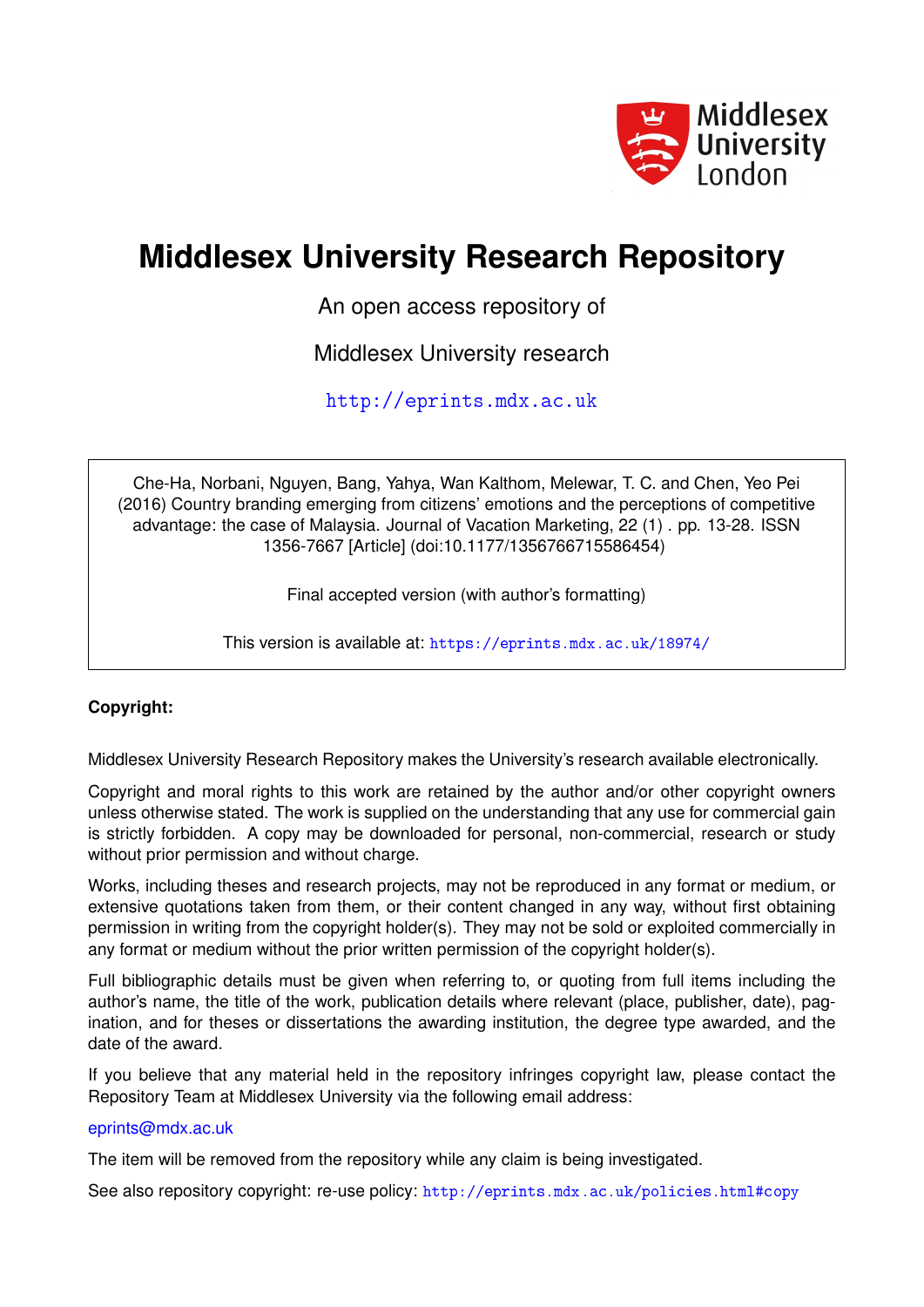Middlesex University London

# Middlesex University Research Repository

An open access repository of

Middlesex University research

http://eprints.mdx.ac.uk

Che-Ha, Norbani, Nguyen, Bang, Yahya, Wan Kalthom, Melewar, T. C. and Chen, Yeo Pei (2016) Country branding emerging from citizens' emotions and the perceptions of competitive advantage: the case of Malaysia. Journal of Vacation Marketing, 22 (1) . pp. 13-28. ISSN 1356-7667 [Article] (doi:10.1177/1356766715586454)

Final accepted version (with author's formatting)

This version is available at: https://eprints.mdx.ac.uk/18974/

**Copyright:**

Middlesex University Research Repository makes the University's research available electronically.

Copyright and moral rights to this work are retained by the author and/or other copyright owners unless otherwise stated. The work is supplied on the understanding that any use for commercial gain is strictly forbidden. A copy may be downloaded for personal, non-commercial, research or study without prior permission and without charge.

Works, including theses and research projects, may not be reproduced in any format or medium, or extensive quotations taken from them, or their content changed in any way, without first obtaining permission in writing from the copyright holder(s). They may not be sold or exploited commercially in any format or medium without the prior written permission of the copyright holder(s).

Full bibliographic details must be given when referring to, or quoting from full items including the author's name, the title of the work, publication details where relevant (place, publisher, date), pagination, and for theses or dissertations the awarding institution, the degree type awarded, and the date of the award.

If you believe that any material held in the repository infringes copyright law, please contact the Repository Team at Middlesex University via the following email address:

eprints@mdx.ac.uk

The item will be removed from the repository while any claim is being investigated.

See also repository copyright: re-use policy: http://eprints.mdx.ac.uk/policies.html#copy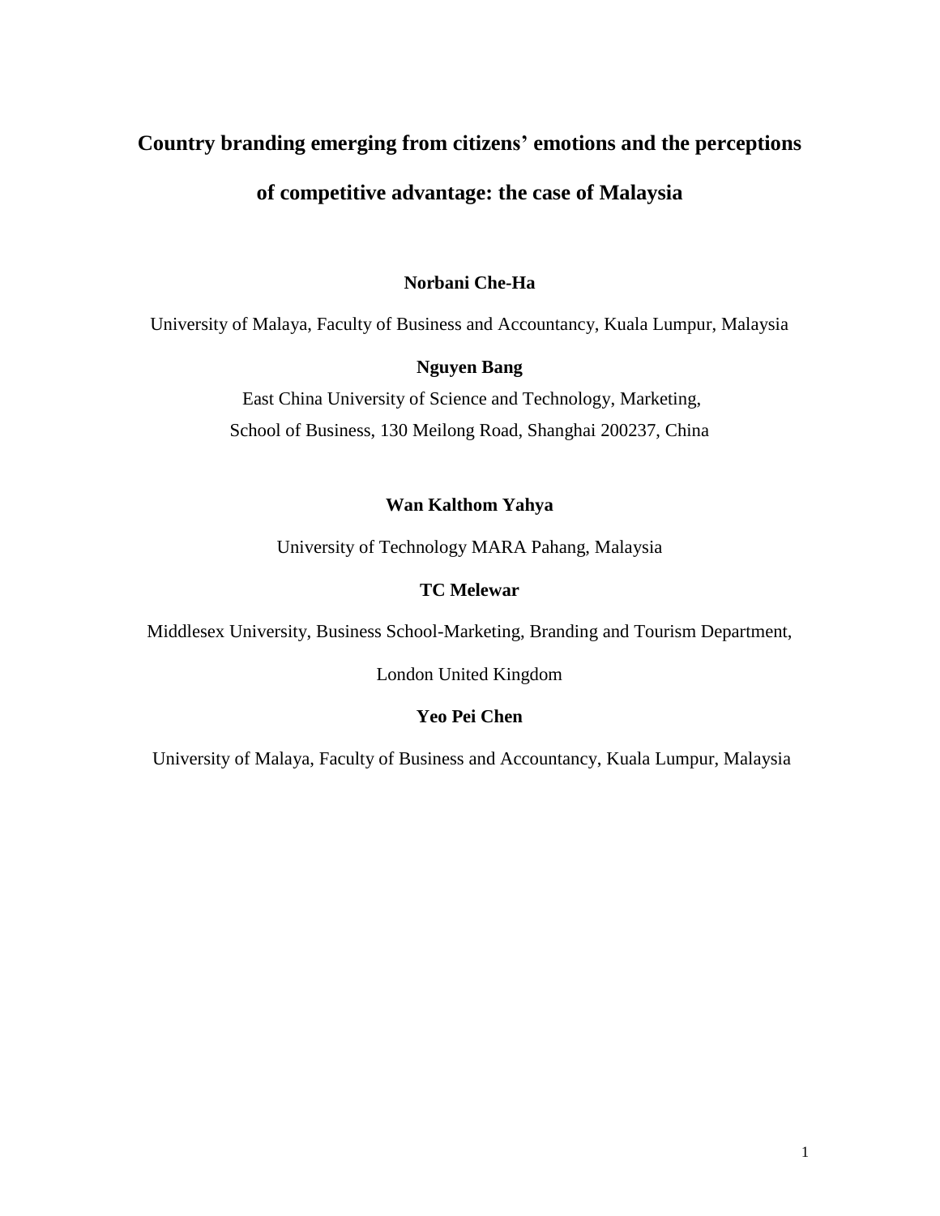# Country branding emerging from citizens' emotions and the perceptions of competitive advantage: the case of Malaysia

**Norbani Che-Ha**

University of Malaya, Faculty of Business and Accountancy, Kuala Lumpur, Malaysia

**Nguyen Bang**

East China University of Science and Technology, Marketing,
School of Business, 130 Meilong Road, Shanghai 200237, China

**Wan Kalthom Yahya**

University of Technology MARA Pahang, Malaysia

**TC Melewar**

Middlesex University, Business School-Marketing, Branding and Tourism Department,

London United Kingdom

**Yeo Pei Chen**

University of Malaya, Faculty of Business and Accountancy, Kuala Lumpur, Malaysia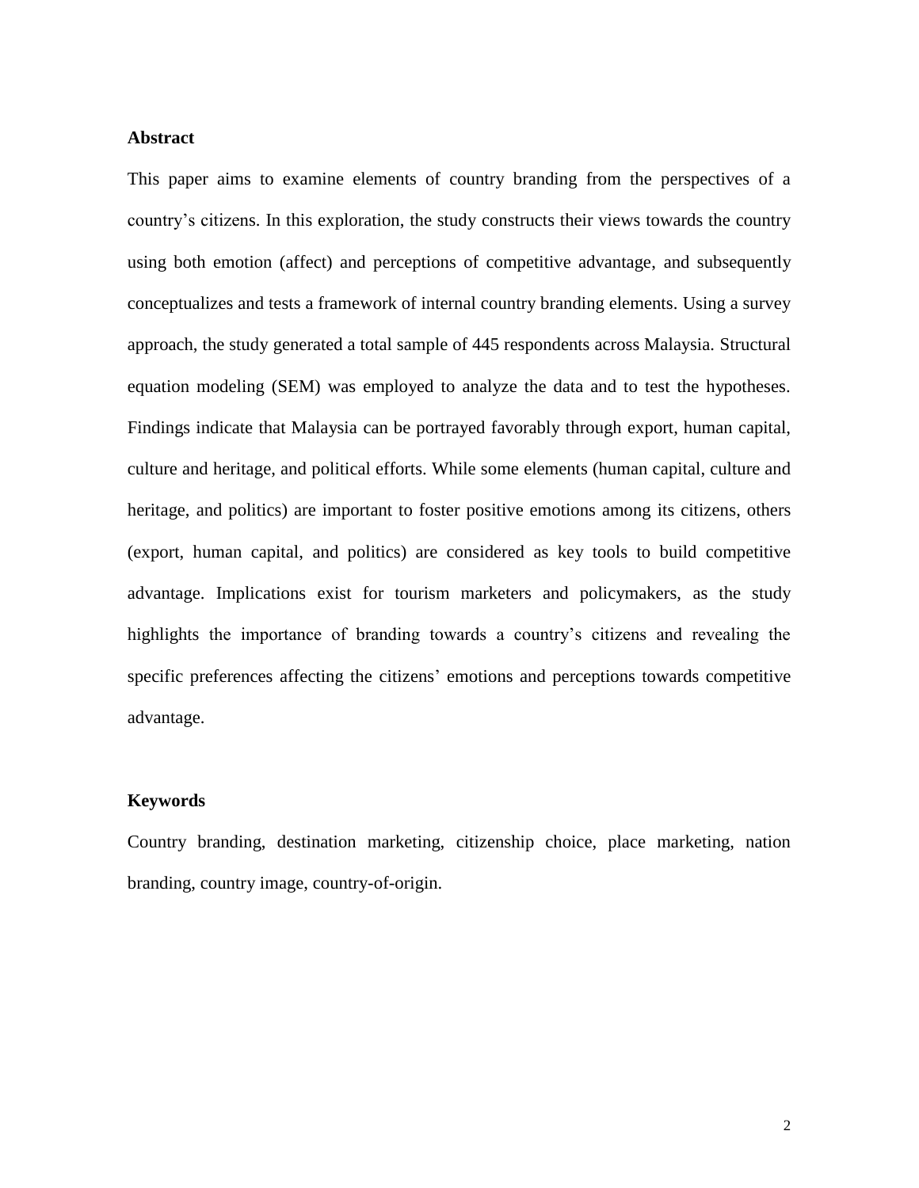**Abstract**

This paper aims to examine elements of country branding from the perspectives of a country's citizens. In this exploration, the study constructs their views towards the country using both emotion (affect) and perceptions of competitive advantage, and subsequently conceptualizes and tests a framework of internal country branding elements. Using a survey approach, the study generated a total sample of 445 respondents across Malaysia. Structural equation modeling (SEM) was employed to analyze the data and to test the hypotheses. Findings indicate that Malaysia can be portrayed favorably through export, human capital, culture and heritage, and political efforts. While some elements (human capital, culture and heritage, and politics) are important to foster positive emotions among its citizens, others (export, human capital, and politics) are considered as key tools to build competitive advantage. Implications exist for tourism marketers and policymakers, as the study highlights the importance of branding towards a country's citizens and revealing the specific preferences affecting the citizens' emotions and perceptions towards competitive advantage.

**Keywords**

Country branding, destination marketing, citizenship choice, place marketing, nation branding, country image, country-of-origin.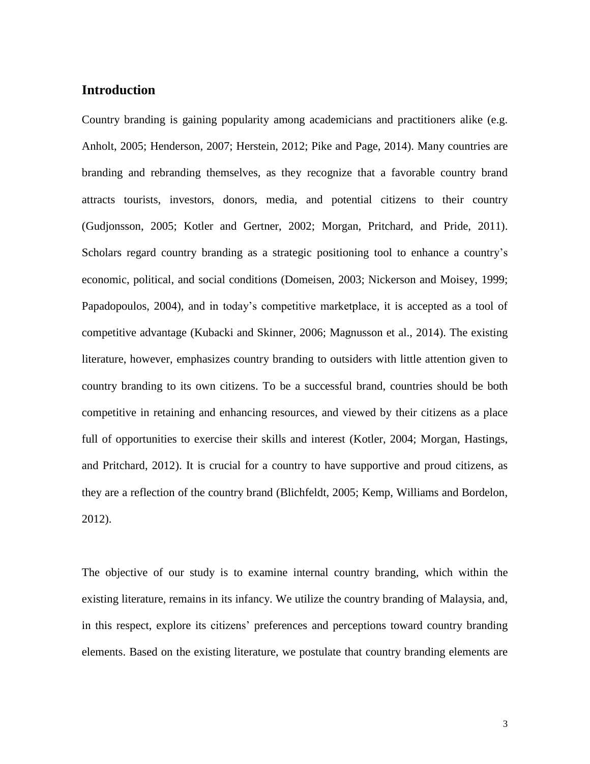## Introduction

Country branding is gaining popularity among academicians and practitioners alike (e.g. Anholt, 2005; Henderson, 2007; Herstein, 2012; Pike and Page, 2014). Many countries are branding and rebranding themselves, as they recognize that a favorable country brand attracts tourists, investors, donors, media, and potential citizens to their country (Gudjonsson, 2005; Kotler and Gertner, 2002; Morgan, Pritchard, and Pride, 2011). Scholars regard country branding as a strategic positioning tool to enhance a country's economic, political, and social conditions (Domeisen, 2003; Nickerson and Moisey, 1999; Papadopoulos, 2004), and in today's competitive marketplace, it is accepted as a tool of competitive advantage (Kubacki and Skinner, 2006; Magnusson et al., 2014). The existing literature, however, emphasizes country branding to outsiders with little attention given to country branding to its own citizens. To be a successful brand, countries should be both competitive in retaining and enhancing resources, and viewed by their citizens as a place full of opportunities to exercise their skills and interest (Kotler, 2004; Morgan, Hastings, and Pritchard, 2012). It is crucial for a country to have supportive and proud citizens, as they are a reflection of the country brand (Blichfeldt, 2005; Kemp, Williams and Bordelon, 2012).

The objective of our study is to examine internal country branding, which within the existing literature, remains in its infancy. We utilize the country branding of Malaysia, and, in this respect, explore its citizens' preferences and perceptions toward country branding elements. Based on the existing literature, we postulate that country branding elements are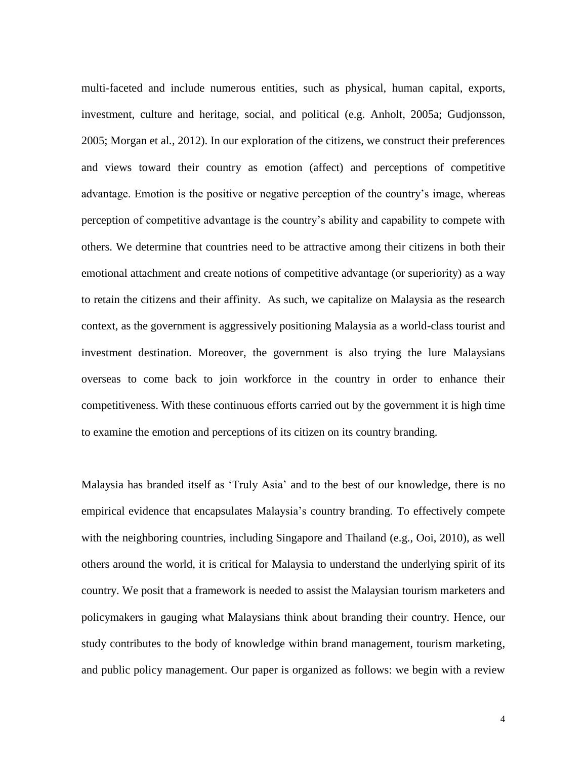multi-faceted and include numerous entities, such as physical, human capital, exports, investment, culture and heritage, social, and political (e.g. Anholt, 2005a; Gudjonsson, 2005; Morgan et al*.*, 2012). In our exploration of the citizens, we construct their preferences and views toward their country as emotion (affect) and perceptions of competitive advantage. Emotion is the positive or negative perception of the country's image, whereas perception of competitive advantage is the country's ability and capability to compete with others. We determine that countries need to be attractive among their citizens in both their emotional attachment and create notions of competitive advantage (or superiority) as a way to retain the citizens and their affinity. As such, we capitalize on Malaysia as the research context, as the government is aggressively positioning Malaysia as a world-class tourist and investment destination. Moreover, the government is also trying the lure Malaysians overseas to come back to join workforce in the country in order to enhance their competitiveness. With these continuous efforts carried out by the government it is high time to examine the emotion and perceptions of its citizen on its country branding.

Malaysia has branded itself as 'Truly Asia' and to the best of our knowledge, there is no empirical evidence that encapsulates Malaysia's country branding. To effectively compete with the neighboring countries, including Singapore and Thailand (e.g., Ooi, 2010), as well others around the world, it is critical for Malaysia to understand the underlying spirit of its country. We posit that a framework is needed to assist the Malaysian tourism marketers and policymakers in gauging what Malaysians think about branding their country. Hence, our study contributes to the body of knowledge within brand management, tourism marketing, and public policy management. Our paper is organized as follows: we begin with a review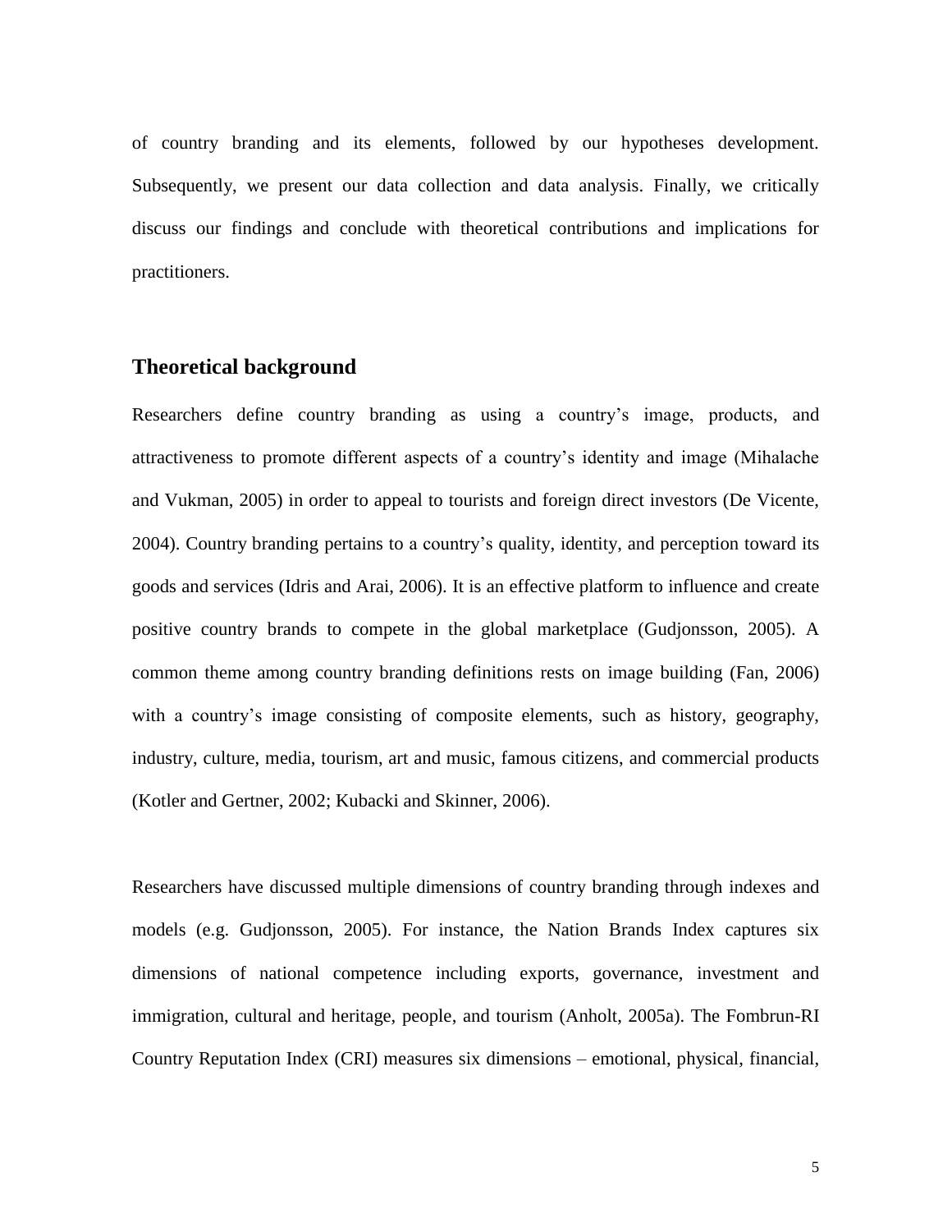of country branding and its elements, followed by our hypotheses development. Subsequently, we present our data collection and data analysis. Finally, we critically discuss our findings and conclude with theoretical contributions and implications for practitioners.

## Theoretical background

Researchers define country branding as using a country's image, products, and attractiveness to promote different aspects of a country's identity and image (Mihalache and Vukman, 2005) in order to appeal to tourists and foreign direct investors (De Vicente, 2004). Country branding pertains to a country's quality, identity, and perception toward its goods and services (Idris and Arai, 2006). It is an effective platform to influence and create positive country brands to compete in the global marketplace (Gudjonsson, 2005). A common theme among country branding definitions rests on image building (Fan, 2006) with a country's image consisting of composite elements, such as history, geography, industry, culture, media, tourism, art and music, famous citizens, and commercial products (Kotler and Gertner, 2002; Kubacki and Skinner, 2006).

Researchers have discussed multiple dimensions of country branding through indexes and models (e.g. Gudjonsson, 2005). For instance, the Nation Brands Index captures six dimensions of national competence including exports, governance, investment and immigration, cultural and heritage, people, and tourism (Anholt, 2005a). The Fombrun-RI Country Reputation Index (CRI) measures six dimensions – emotional, physical, financial,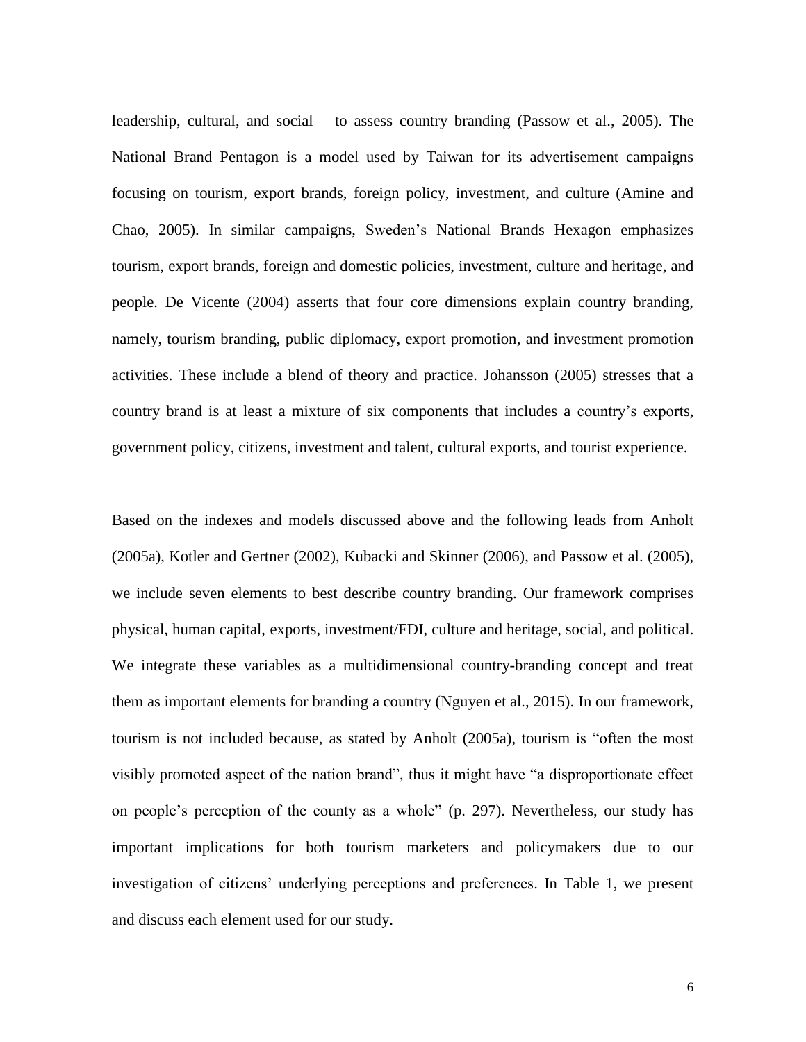leadership, cultural, and social – to assess country branding (Passow et al., 2005). The National Brand Pentagon is a model used by Taiwan for its advertisement campaigns focusing on tourism, export brands, foreign policy, investment, and culture (Amine and Chao, 2005). In similar campaigns, Sweden's National Brands Hexagon emphasizes tourism, export brands, foreign and domestic policies, investment, culture and heritage, and people. De Vicente (2004) asserts that four core dimensions explain country branding, namely, tourism branding, public diplomacy, export promotion, and investment promotion activities. These include a blend of theory and practice. Johansson (2005) stresses that a country brand is at least a mixture of six components that includes a country's exports, government policy, citizens, investment and talent, cultural exports, and tourist experience.

Based on the indexes and models discussed above and the following leads from Anholt (2005a), Kotler and Gertner (2002), Kubacki and Skinner (2006), and Passow et al. (2005), we include seven elements to best describe country branding. Our framework comprises physical, human capital, exports, investment/FDI, culture and heritage, social, and political. We integrate these variables as a multidimensional country-branding concept and treat them as important elements for branding a country (Nguyen et al., 2015). In our framework, tourism is not included because, as stated by Anholt (2005a), tourism is "often the most visibly promoted aspect of the nation brand", thus it might have "a disproportionate effect on people's perception of the county as a whole" (p. 297). Nevertheless, our study has important implications for both tourism marketers and policymakers due to our investigation of citizens' underlying perceptions and preferences. In Table 1, we present and discuss each element used for our study.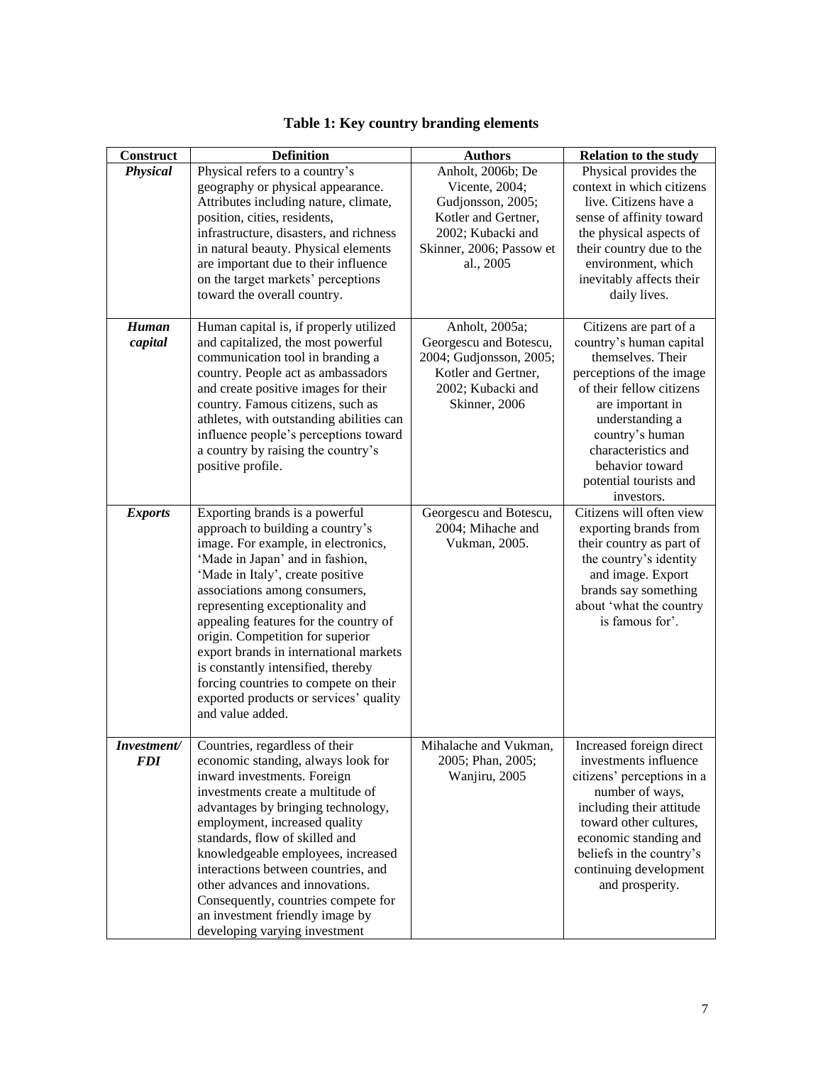**Table 1: Key country branding elements**

| Construct | Definition | Authors | Relation to the study |
|---|---|---|---|
| ***Physical*** | Physical refers to a country's geography or physical appearance. Attributes including nature, climate, position, cities, residents, infrastructure, disasters, and richness in natural beauty. Physical elements are important due to their influence on the target markets' perceptions toward the overall country. | Anholt, 2006b; De Vicente, 2004; Gudjonsson, 2005; Kotler and Gertner, 2002; Kubacki and Skinner, 2006; Passow et al., 2005 | Physical provides the context in which citizens live. Citizens have a sense of affinity toward the physical aspects of their country due to the environment, which inevitably affects their daily lives. |
| ***Human capital*** | Human capital is, if properly utilized and capitalized, the most powerful communication tool in branding a country. People act as ambassadors and create positive images for their country. Famous citizens, such as athletes, with outstanding abilities can influence people's perceptions toward a country by raising the country's positive profile. | Anholt, 2005a; Georgescu and Botescu, 2004; Gudjonsson, 2005; Kotler and Gertner, 2002; Kubacki and Skinner, 2006 | Citizens are part of a country's human capital themselves. Their perceptions of the image of their fellow citizens are important in understanding a country's human characteristics and behavior toward potential tourists and investors. |
| ***Exports*** | Exporting brands is a powerful approach to building a country's image. For example, in electronics, 'Made in Japan' and in fashion, 'Made in Italy', create positive associations among consumers, representing exceptionality and appealing features for the country of origin. Competition for superior export brands in international markets is constantly intensified, thereby forcing countries to compete on their exported products or services' quality and value added. | Georgescu and Botescu, 2004; Mihache and Vukman, 2005. | Citizens will often view exporting brands from their country as part of the country's identity and image. Export brands say something about 'what the country is famous for'. |
| ***Investment/ FDI*** | Countries, regardless of their economic standing, always look for inward investments. Foreign investments create a multitude of advantages by bringing technology, employment, increased quality standards, flow of skilled and knowledgeable employees, increased interactions between countries, and other advances and innovations. Consequently, countries compete for an investment friendly image by developing varying investment | Mihalache and Vukman, 2005; Phan, 2005; Wanjiru, 2005 | Increased foreign direct investments influence citizens' perceptions in a number of ways, including their attitude toward other cultures, economic standing and beliefs in the country's continuing development and prosperity. |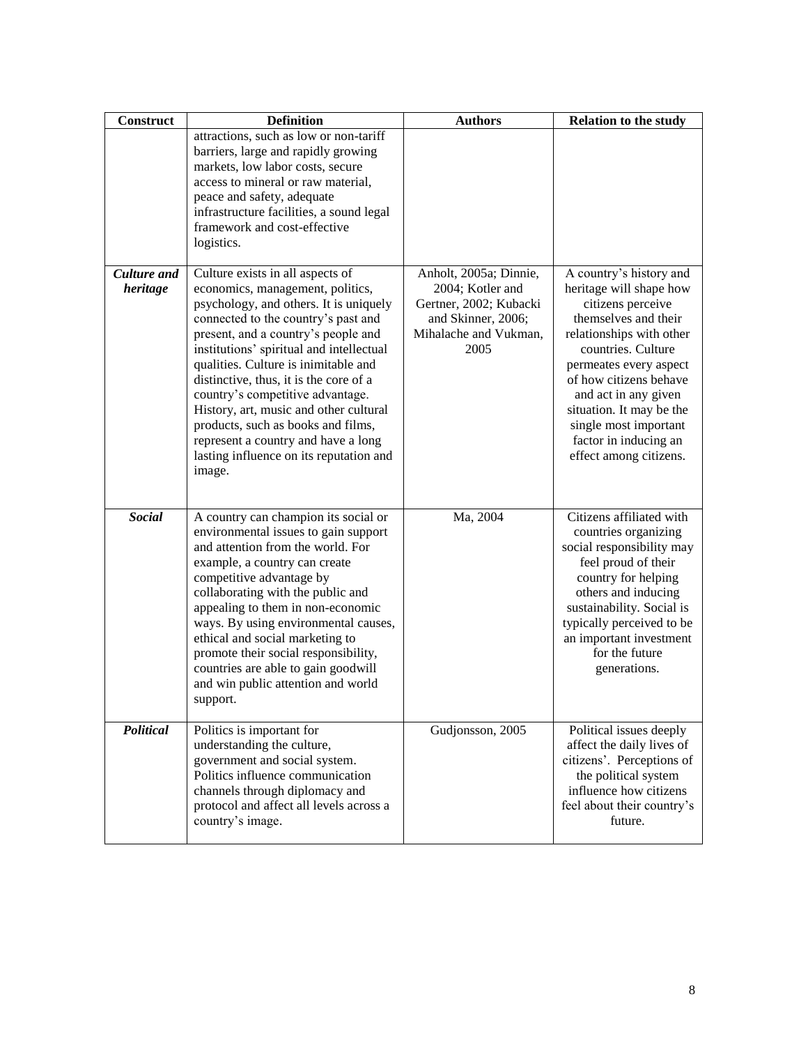| Construct | Definition | Authors | Relation to the study |
|---|---|---|---|
| | attractions, such as low or non-tariff barriers, large and rapidly growing markets, low labor costs, secure access to mineral or raw material, peace and safety, adequate infrastructure facilities, a sound legal framework and cost-effective logistics. | | |
| ***Culture and heritage*** | Culture exists in all aspects of economics, management, politics, psychology, and others. It is uniquely connected to the country's past and present, and a country's people and institutions' spiritual and intellectual qualities. Culture is inimitable and distinctive, thus, it is the core of a country's competitive advantage. History, art, music and other cultural products, such as books and films, represent a country and have a long lasting influence on its reputation and image. | Anholt, 2005a; Dinnie, 2004; Kotler and Gertner, 2002; Kubacki and Skinner, 2006; Mihalache and Vukman, 2005 | A country's history and heritage will shape how citizens perceive themselves and their relationships with other countries. Culture permeates every aspect of how citizens behave and act in any given situation. It may be the single most important factor in inducing an effect among citizens. |
| ***Social*** | A country can champion its social or environmental issues to gain support and attention from the world. For example, a country can create competitive advantage by collaborating with the public and appealing to them in non-economic ways. By using environmental causes, ethical and social marketing to promote their social responsibility, countries are able to gain goodwill and win public attention and world support. | Ma, 2004 | Citizens affiliated with countries organizing social responsibility may feel proud of their country for helping others and inducing sustainability. Social is typically perceived to be an important investment for the future generations. |
| ***Political*** | Politics is important for understanding the culture, government and social system. Politics influence communication channels through diplomacy and protocol and affect all levels across a country's image. | Gudjonsson, 2005 | Political issues deeply affect the daily lives of citizens'. Perceptions of the political system influence how citizens feel about their country's future. |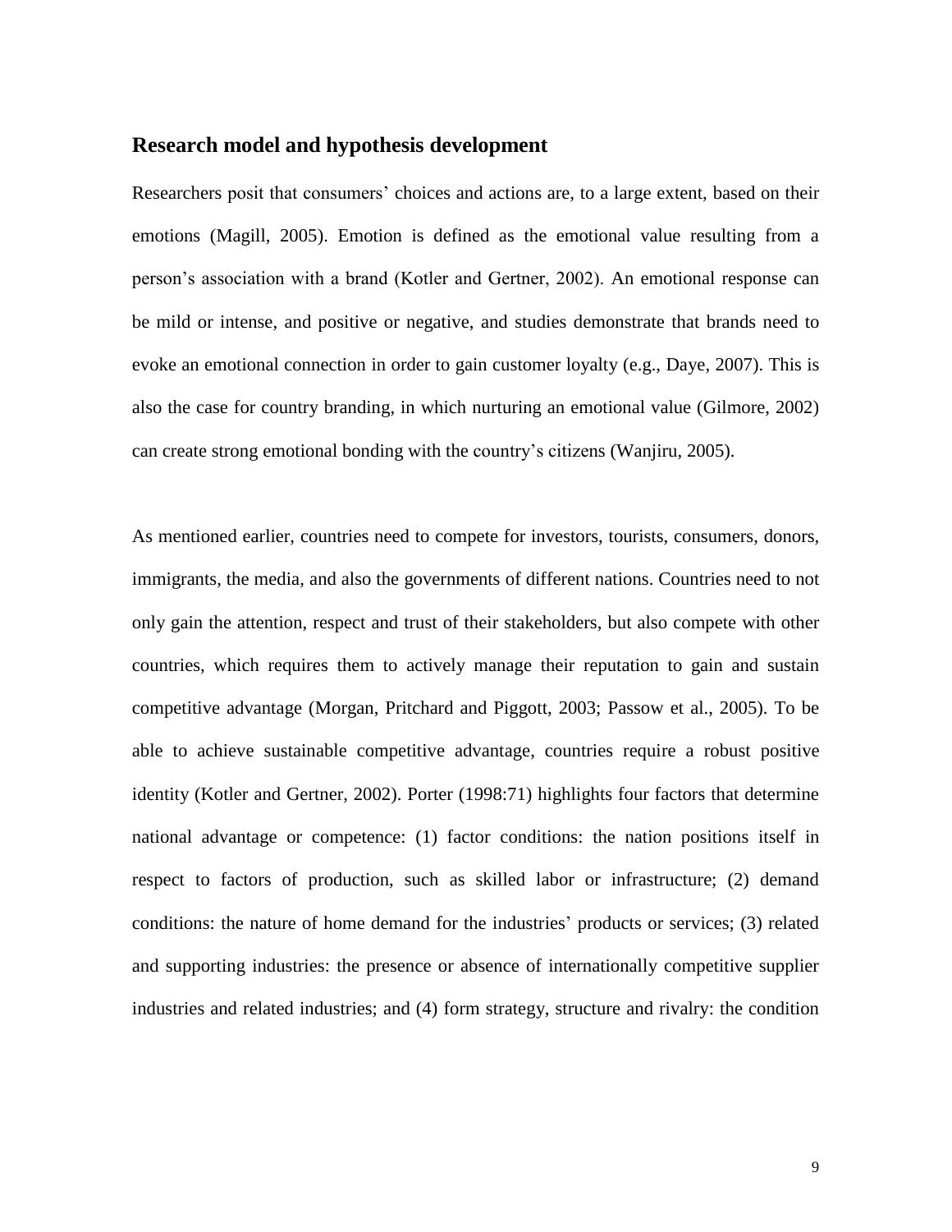## Research model and hypothesis development

Researchers posit that consumers' choices and actions are, to a large extent, based on their emotions (Magill, 2005). Emotion is defined as the emotional value resulting from a person's association with a brand (Kotler and Gertner, 2002). An emotional response can be mild or intense, and positive or negative, and studies demonstrate that brands need to evoke an emotional connection in order to gain customer loyalty (e.g., Daye, 2007). This is also the case for country branding, in which nurturing an emotional value (Gilmore, 2002) can create strong emotional bonding with the country's citizens (Wanjiru, 2005).

As mentioned earlier, countries need to compete for investors, tourists, consumers, donors, immigrants, the media, and also the governments of different nations. Countries need to not only gain the attention, respect and trust of their stakeholders, but also compete with other countries, which requires them to actively manage their reputation to gain and sustain competitive advantage (Morgan, Pritchard and Piggott, 2003; Passow et al., 2005). To be able to achieve sustainable competitive advantage, countries require a robust positive identity (Kotler and Gertner, 2002). Porter (1998:71) highlights four factors that determine national advantage or competence: (1) factor conditions: the nation positions itself in respect to factors of production, such as skilled labor or infrastructure; (2) demand conditions: the nature of home demand for the industries' products or services; (3) related and supporting industries: the presence or absence of internationally competitive supplier industries and related industries; and (4) form strategy, structure and rivalry: the condition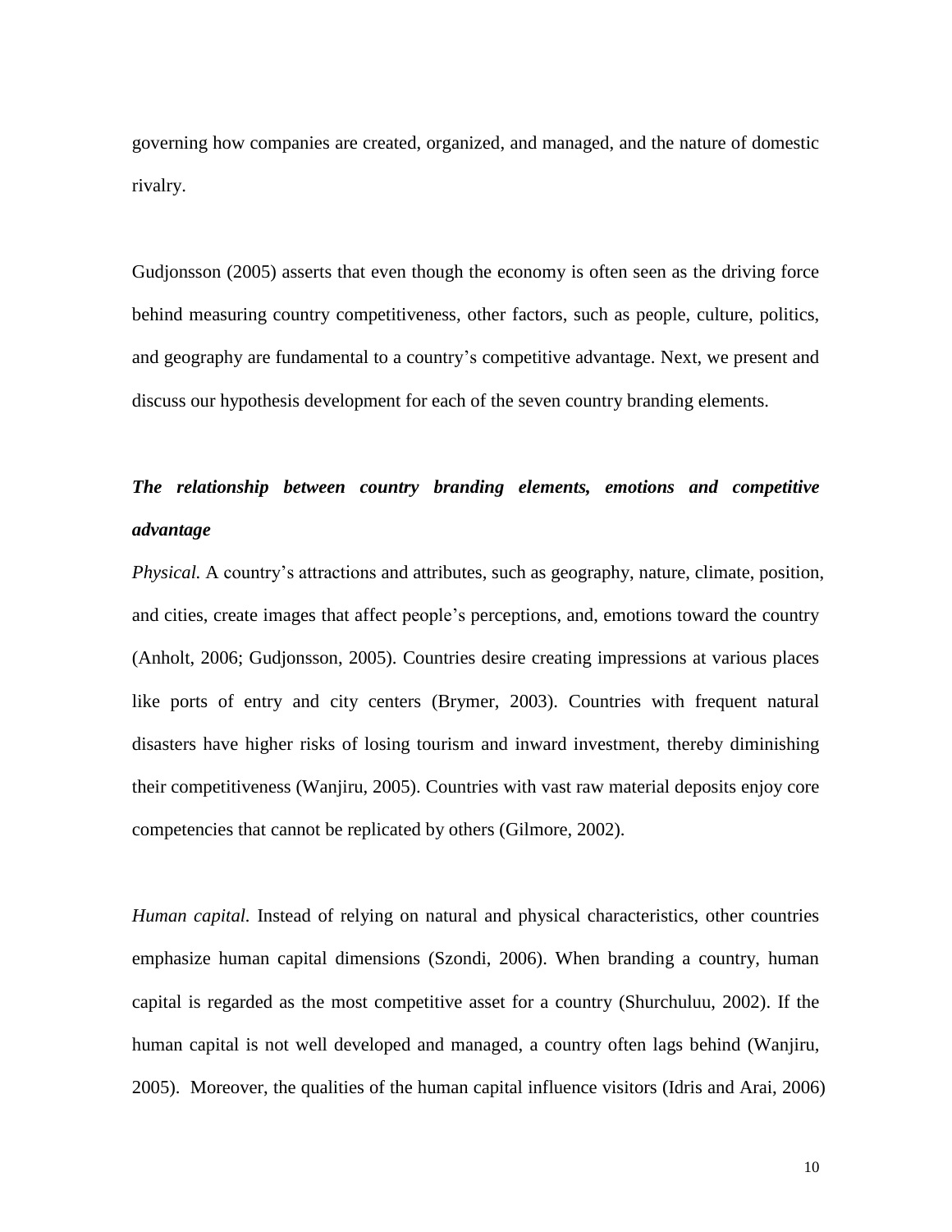governing how companies are created, organized, and managed, and the nature of domestic rivalry.

Gudjonsson (2005) asserts that even though the economy is often seen as the driving force behind measuring country competitiveness, other factors, such as people, culture, politics, and geography are fundamental to a country's competitive advantage. Next, we present and discuss our hypothesis development for each of the seven country branding elements.

***The relationship between country branding elements, emotions and competitive advantage***

*Physical.* A country's attractions and attributes, such as geography, nature, climate, position, and cities, create images that affect people's perceptions, and, emotions toward the country (Anholt, 2006; Gudjonsson, 2005). Countries desire creating impressions at various places like ports of entry and city centers (Brymer, 2003). Countries with frequent natural disasters have higher risks of losing tourism and inward investment, thereby diminishing their competitiveness (Wanjiru, 2005). Countries with vast raw material deposits enjoy core competencies that cannot be replicated by others (Gilmore, 2002).

*Human capital.* Instead of relying on natural and physical characteristics, other countries emphasize human capital dimensions (Szondi, 2006). When branding a country, human capital is regarded as the most competitive asset for a country (Shurchuluu, 2002). If the human capital is not well developed and managed, a country often lags behind (Wanjiru, 2005). Moreover, the qualities of the human capital influence visitors (Idris and Arai, 2006)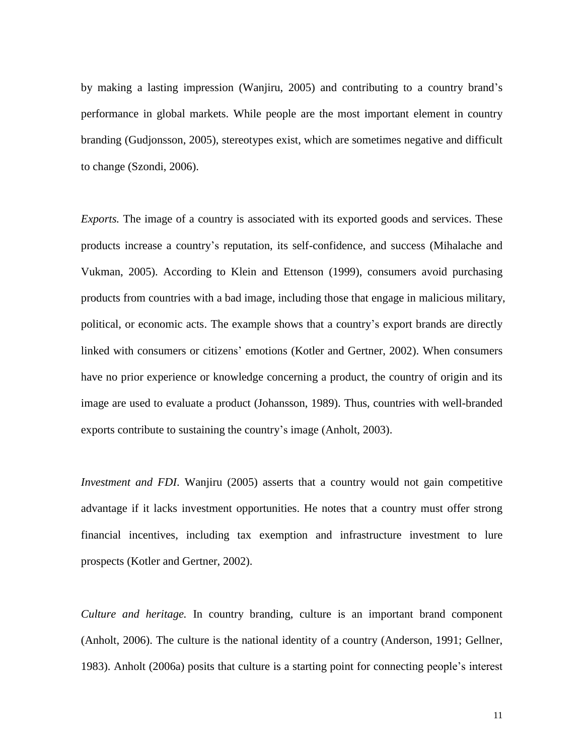by making a lasting impression (Wanjiru, 2005) and contributing to a country brand's performance in global markets. While people are the most important element in country branding (Gudjonsson, 2005), stereotypes exist, which are sometimes negative and difficult to change (Szondi, 2006).

*Exports.* The image of a country is associated with its exported goods and services. These products increase a country's reputation, its self-confidence, and success (Mihalache and Vukman, 2005). According to Klein and Ettenson (1999), consumers avoid purchasing products from countries with a bad image, including those that engage in malicious military, political, or economic acts. The example shows that a country's export brands are directly linked with consumers or citizens' emotions (Kotler and Gertner, 2002). When consumers have no prior experience or knowledge concerning a product, the country of origin and its image are used to evaluate a product (Johansson, 1989). Thus, countries with well-branded exports contribute to sustaining the country's image (Anholt, 2003).

*Investment and FDI.* Wanjiru (2005) asserts that a country would not gain competitive advantage if it lacks investment opportunities. He notes that a country must offer strong financial incentives, including tax exemption and infrastructure investment to lure prospects (Kotler and Gertner, 2002).

*Culture and heritage.* In country branding, culture is an important brand component (Anholt, 2006). The culture is the national identity of a country (Anderson, 1991; Gellner, 1983). Anholt (2006a) posits that culture is a starting point for connecting people's interest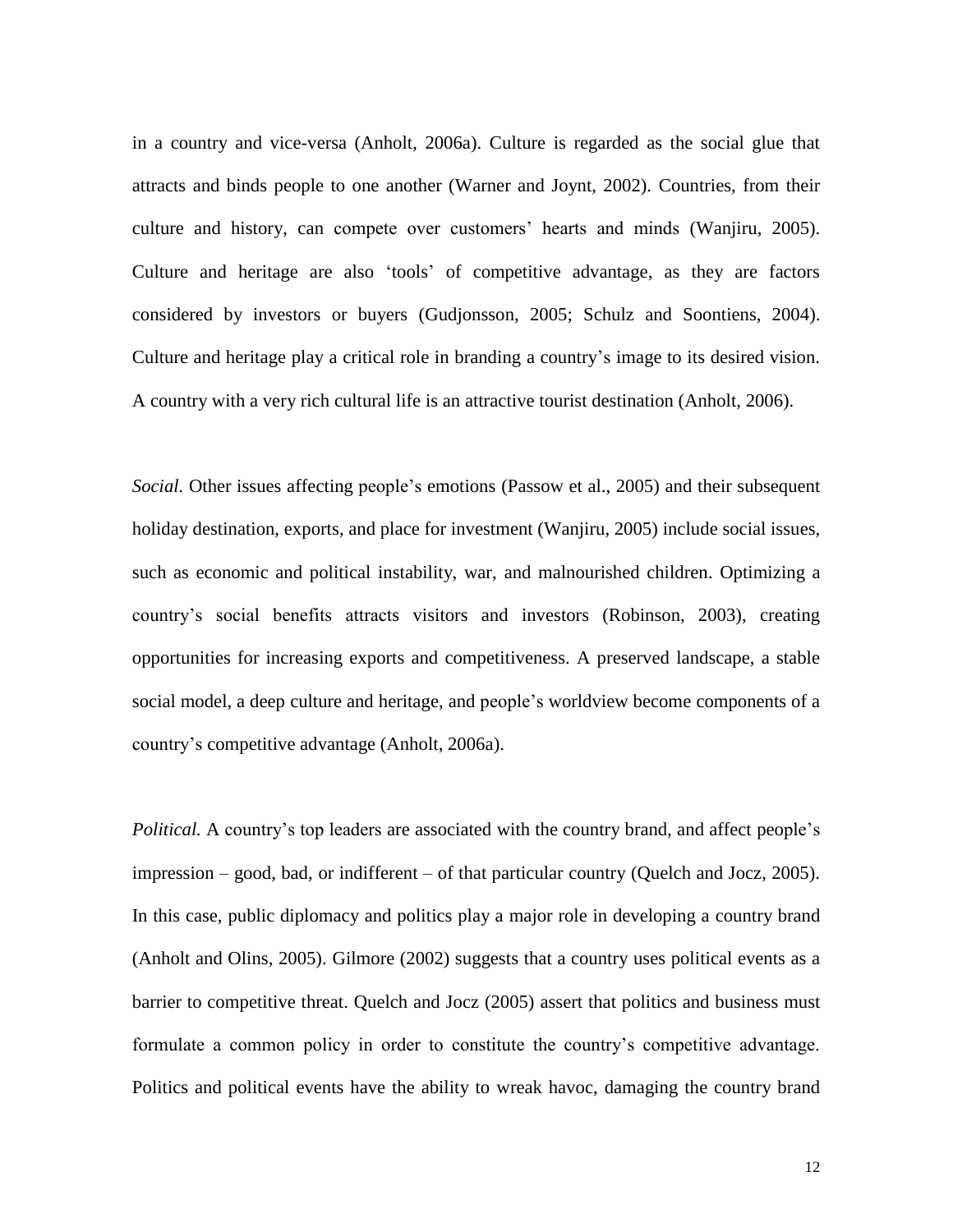in a country and vice-versa (Anholt, 2006a). Culture is regarded as the social glue that attracts and binds people to one another (Warner and Joynt, 2002). Countries, from their culture and history, can compete over customers' hearts and minds (Wanjiru, 2005). Culture and heritage are also 'tools' of competitive advantage, as they are factors considered by investors or buyers (Gudjonsson, 2005; Schulz and Soontiens, 2004). Culture and heritage play a critical role in branding a country's image to its desired vision. A country with a very rich cultural life is an attractive tourist destination (Anholt, 2006).

*Social.* Other issues affecting people's emotions (Passow et al., 2005) and their subsequent holiday destination, exports, and place for investment (Wanjiru, 2005) include social issues, such as economic and political instability, war, and malnourished children. Optimizing a country's social benefits attracts visitors and investors (Robinson, 2003), creating opportunities for increasing exports and competitiveness. A preserved landscape, a stable social model, a deep culture and heritage, and people's worldview become components of a country's competitive advantage (Anholt, 2006a).

*Political.* A country's top leaders are associated with the country brand, and affect people's impression – good, bad, or indifferent – of that particular country (Quelch and Jocz, 2005). In this case, public diplomacy and politics play a major role in developing a country brand (Anholt and Olins, 2005). Gilmore (2002) suggests that a country uses political events as a barrier to competitive threat. Quelch and Jocz (2005) assert that politics and business must formulate a common policy in order to constitute the country's competitive advantage. Politics and political events have the ability to wreak havoc, damaging the country brand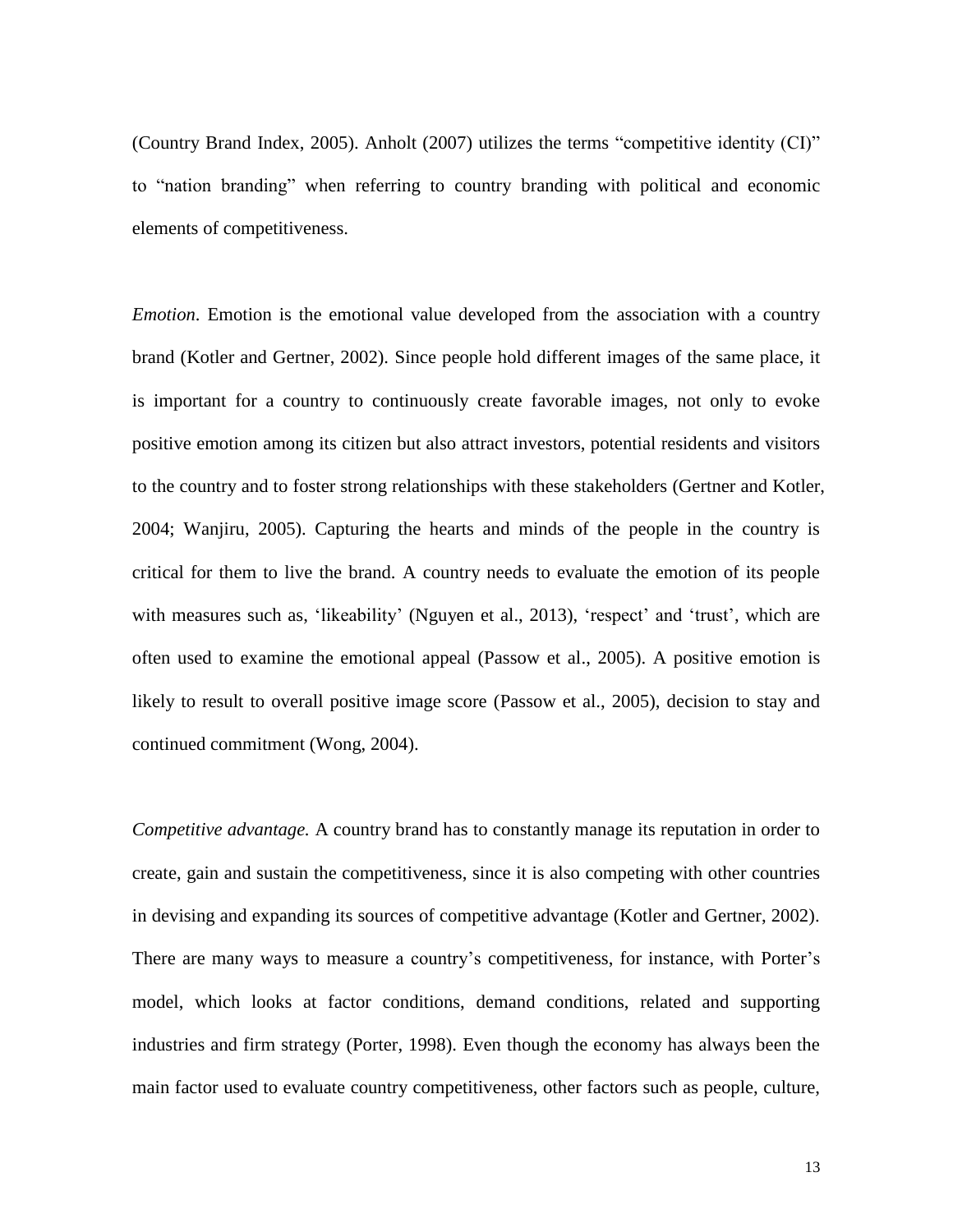(Country Brand Index, 2005). Anholt (2007) utilizes the terms "competitive identity (CI)" to "nation branding" when referring to country branding with political and economic elements of competitiveness.

*Emotion*. Emotion is the emotional value developed from the association with a country brand (Kotler and Gertner, 2002). Since people hold different images of the same place, it is important for a country to continuously create favorable images, not only to evoke positive emotion among its citizen but also attract investors, potential residents and visitors to the country and to foster strong relationships with these stakeholders (Gertner and Kotler, 2004; Wanjiru, 2005). Capturing the hearts and minds of the people in the country is critical for them to live the brand. A country needs to evaluate the emotion of its people with measures such as, 'likeability' (Nguyen et al., 2013), 'respect' and 'trust', which are often used to examine the emotional appeal (Passow et al., 2005). A positive emotion is likely to result to overall positive image score (Passow et al., 2005), decision to stay and continued commitment (Wong, 2004).

*Competitive advantage.* A country brand has to constantly manage its reputation in order to create, gain and sustain the competitiveness, since it is also competing with other countries in devising and expanding its sources of competitive advantage (Kotler and Gertner, 2002). There are many ways to measure a country's competitiveness, for instance, with Porter's model, which looks at factor conditions, demand conditions, related and supporting industries and firm strategy (Porter, 1998). Even though the economy has always been the main factor used to evaluate country competitiveness, other factors such as people, culture,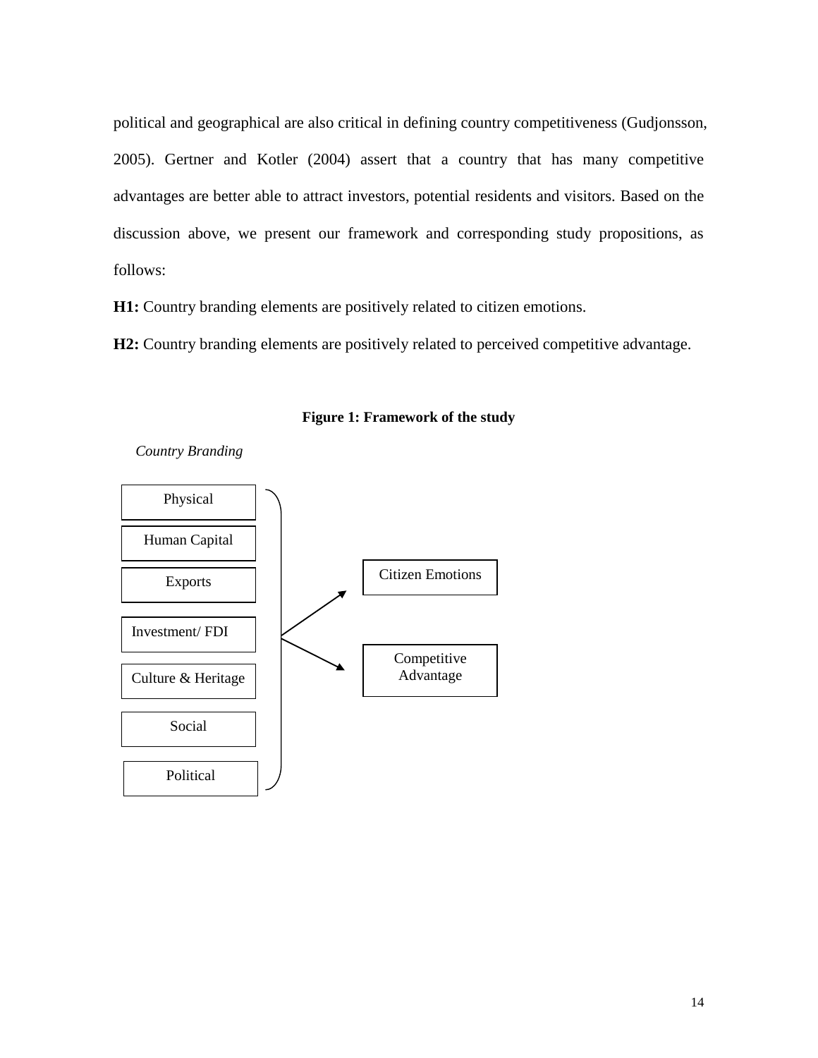political and geographical are also critical in defining country competitiveness (Gudjonsson, 2005). Gertner and Kotler (2004) assert that a country that has many competitive advantages are better able to attract investors, potential residents and visitors. Based on the discussion above, we present our framework and corresponding study propositions, as follows:

**H1:** Country branding elements are positively related to citizen emotions.

**H2:** Country branding elements are positively related to perceived competitive advantage.

**Figure 1: Framework of the study**

*Country Branding*

Physical

Human Capital

Exports

Investment/ FDI

Culture & Heritage

Social

Political

Citizen Emotions

Competitive Advantage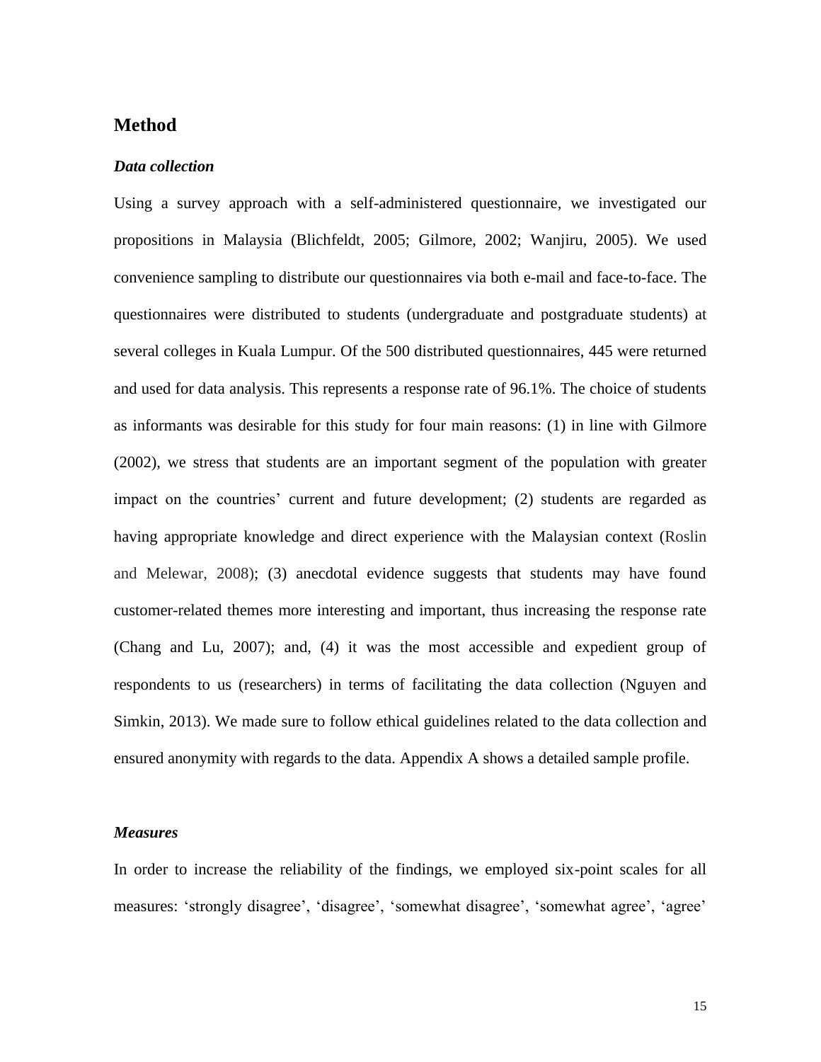## Method

### *Data collection*

Using a survey approach with a self-administered questionnaire, we investigated our propositions in Malaysia (Blichfeldt, 2005; Gilmore, 2002; Wanjiru, 2005). We used convenience sampling to distribute our questionnaires via both e-mail and face-to-face. The questionnaires were distributed to students (undergraduate and postgraduate students) at several colleges in Kuala Lumpur. Of the 500 distributed questionnaires, 445 were returned and used for data analysis. This represents a response rate of 96.1%. The choice of students as informants was desirable for this study for four main reasons: (1) in line with Gilmore (2002), we stress that students are an important segment of the population with greater impact on the countries' current and future development; (2) students are regarded as having appropriate knowledge and direct experience with the Malaysian context (Roslin and Melewar, 2008); (3) anecdotal evidence suggests that students may have found customer-related themes more interesting and important, thus increasing the response rate (Chang and Lu, 2007); and, (4) it was the most accessible and expedient group of respondents to us (researchers) in terms of facilitating the data collection (Nguyen and Simkin, 2013). We made sure to follow ethical guidelines related to the data collection and ensured anonymity with regards to the data. Appendix A shows a detailed sample profile.

### *Measures*

In order to increase the reliability of the findings, we employed six-point scales for all measures: 'strongly disagree', 'disagree', 'somewhat disagree', 'somewhat agree', 'agree'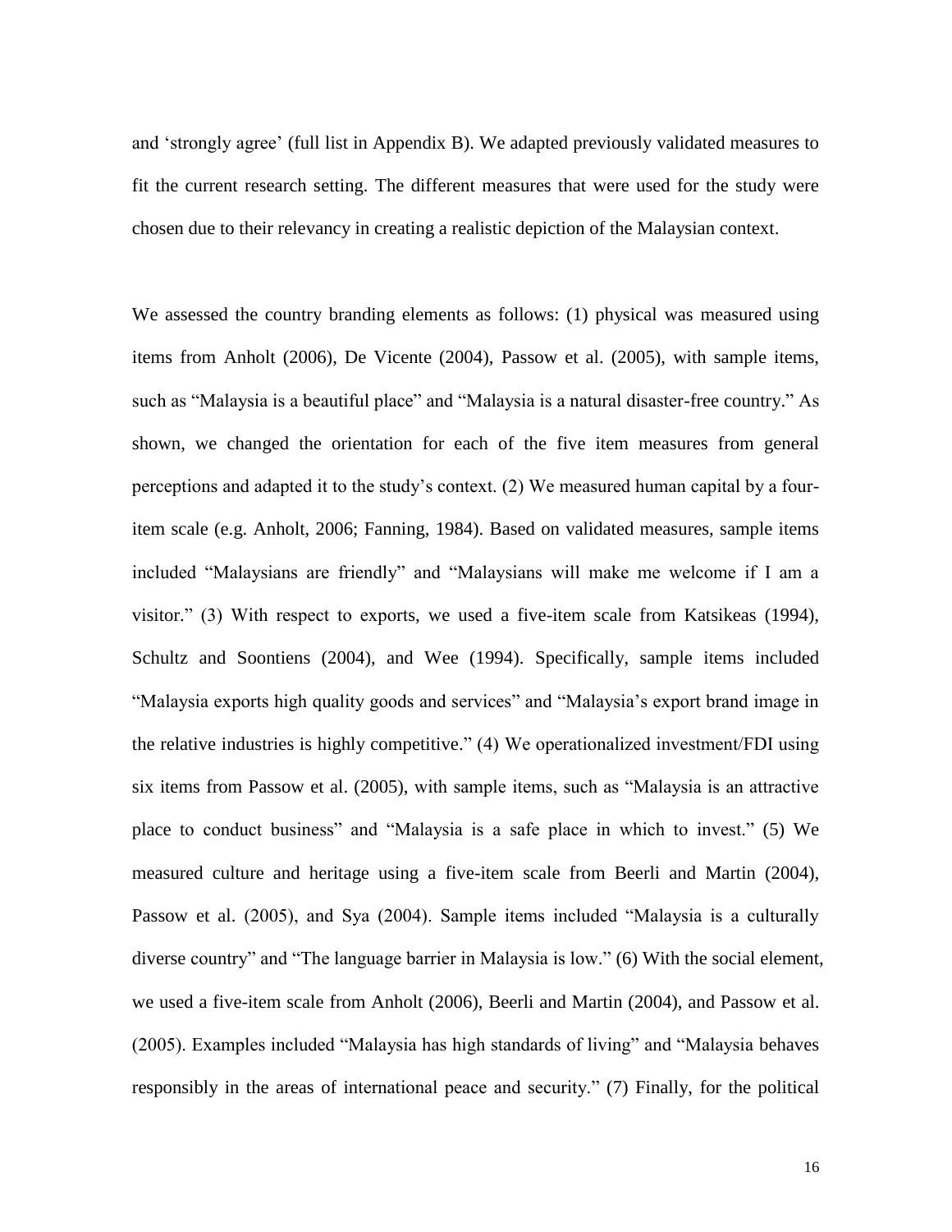and 'strongly agree' (full list in Appendix B). We adapted previously validated measures to fit the current research setting. The different measures that were used for the study were chosen due to their relevancy in creating a realistic depiction of the Malaysian context.

We assessed the country branding elements as follows: (1) physical was measured using items from Anholt (2006), De Vicente (2004), Passow et al. (2005), with sample items, such as "Malaysia is a beautiful place" and "Malaysia is a natural disaster-free country." As shown, we changed the orientation for each of the five item measures from general perceptions and adapted it to the study's context. (2) We measured human capital by a four-item scale (e.g. Anholt, 2006; Fanning, 1984). Based on validated measures, sample items included "Malaysians are friendly" and "Malaysians will make me welcome if I am a visitor." (3) With respect to exports, we used a five-item scale from Katsikeas (1994), Schultz and Soontiens (2004), and Wee (1994). Specifically, sample items included "Malaysia exports high quality goods and services" and "Malaysia's export brand image in the relative industries is highly competitive." (4) We operationalized investment/FDI using six items from Passow et al. (2005), with sample items, such as "Malaysia is an attractive place to conduct business" and "Malaysia is a safe place in which to invest." (5) We measured culture and heritage using a five-item scale from Beerli and Martin (2004), Passow et al. (2005), and Sya (2004). Sample items included "Malaysia is a culturally diverse country" and "The language barrier in Malaysia is low." (6) With the social element, we used a five-item scale from Anholt (2006), Beerli and Martin (2004), and Passow et al. (2005). Examples included "Malaysia has high standards of living" and "Malaysia behaves responsibly in the areas of international peace and security." (7) Finally, for the political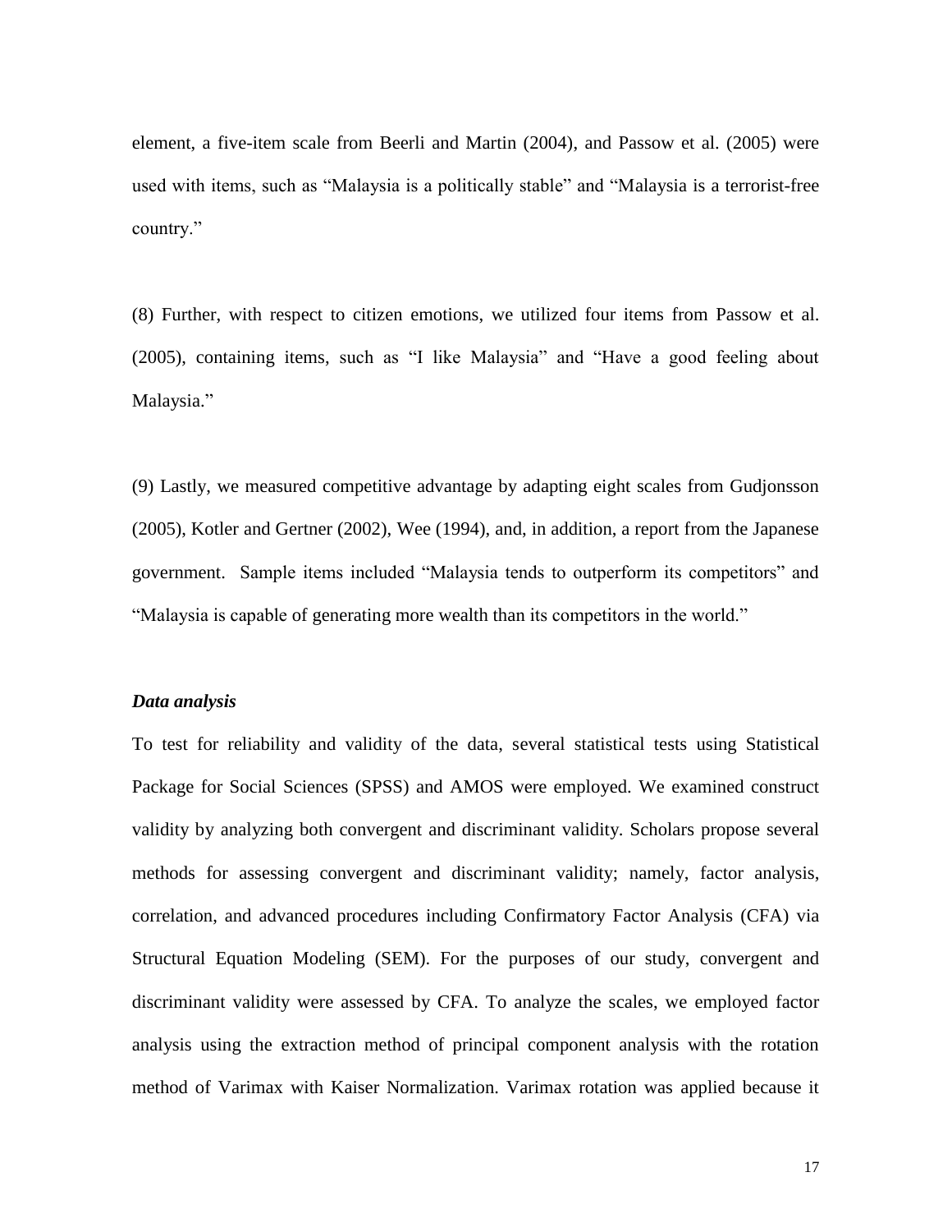element, a five-item scale from Beerli and Martin (2004), and Passow et al. (2005) were used with items, such as "Malaysia is a politically stable" and "Malaysia is a terrorist-free country."

(8) Further, with respect to citizen emotions, we utilized four items from Passow et al. (2005), containing items, such as "I like Malaysia" and "Have a good feeling about Malaysia."

(9) Lastly, we measured competitive advantage by adapting eight scales from Gudjonsson (2005), Kotler and Gertner (2002), Wee (1994), and, in addition, a report from the Japanese government. Sample items included "Malaysia tends to outperform its competitors" and "Malaysia is capable of generating more wealth than its competitors in the world."

***Data analysis***

To test for reliability and validity of the data, several statistical tests using Statistical Package for Social Sciences (SPSS) and AMOS were employed. We examined construct validity by analyzing both convergent and discriminant validity. Scholars propose several methods for assessing convergent and discriminant validity; namely, factor analysis, correlation, and advanced procedures including Confirmatory Factor Analysis (CFA) via Structural Equation Modeling (SEM). For the purposes of our study, convergent and discriminant validity were assessed by CFA. To analyze the scales, we employed factor analysis using the extraction method of principal component analysis with the rotation method of Varimax with Kaiser Normalization. Varimax rotation was applied because it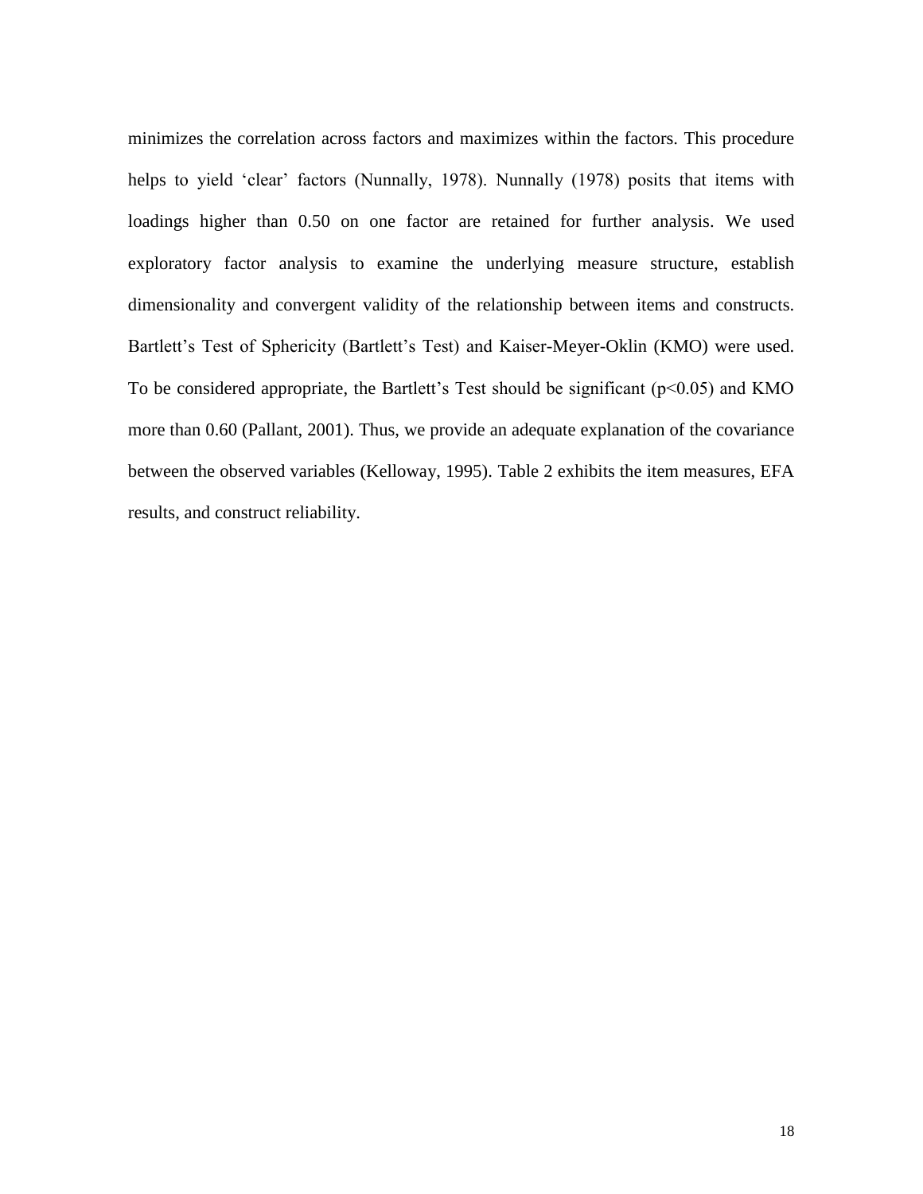minimizes the correlation across factors and maximizes within the factors. This procedure helps to yield 'clear' factors (Nunnally, 1978). Nunnally (1978) posits that items with loadings higher than 0.50 on one factor are retained for further analysis. We used exploratory factor analysis to examine the underlying measure structure, establish dimensionality and convergent validity of the relationship between items and constructs. Bartlett's Test of Sphericity (Bartlett's Test) and Kaiser-Meyer-Oklin (KMO) were used. To be considered appropriate, the Bartlett's Test should be significant ($p<0.05$) and KMO more than 0.60 (Pallant, 2001). Thus, we provide an adequate explanation of the covariance between the observed variables (Kelloway, 1995). Table 2 exhibits the item measures, EFA results, and construct reliability.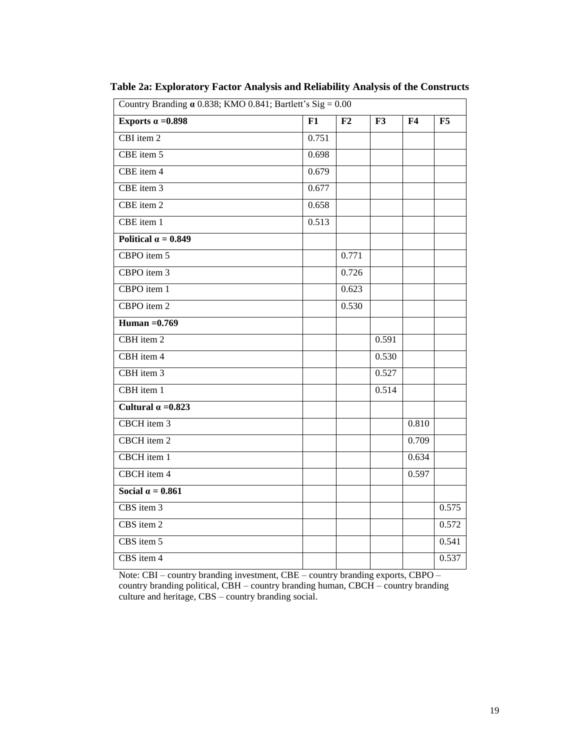**Table 2a: Exploratory Factor Analysis and Reliability Analysis of the Constructs**

| Country Branding **α** 0.838; KMO 0.841; Bartlett's Sig = 0.00 | | | | | |
|---|---|---|---|---|---|
| **Exports α =0.898** | **F1** | **F2** | **F3** | **F4** | **F5** |
| CBI item 2 | 0.751 | | | | |
| CBE item 5 | 0.698 | | | | |
| CBE item 4 | 0.679 | | | | |
| CBE item 3 | 0.677 | | | | |
| CBE item 2 | 0.658 | | | | |
| CBE item 1 | 0.513 | | | | |
| **Political α = 0.849** | | | | | |
| CBPO item 5 | | 0.771 | | | |
| CBPO item 3 | | 0.726 | | | |
| CBPO item 1 | | 0.623 | | | |
| CBPO item 2 | | 0.530 | | | |
| **Human =0.769** | | | | | |
| CBH item 2 | | | 0.591 | | |
| CBH item 4 | | | 0.530 | | |
| CBH item 3 | | | 0.527 | | |
| CBH item 1 | | | 0.514 | | |
| **Cultural α =0.823** | | | | | |
| CBCH item 3 | | | | 0.810 | |
| CBCH item 2 | | | | 0.709 | |
| CBCH item 1 | | | | 0.634 | |
| CBCH item 4 | | | | 0.597 | |
| **Social α = 0.861** | | | | | |
| CBS item 3 | | | | | 0.575 |
| CBS item 2 | | | | | 0.572 |
| CBS item 5 | | | | | 0.541 |
| CBS item 4 | | | | | 0.537 |

Note: CBI – country branding investment, CBE – country branding exports, CBPO – country branding political, CBH – country branding human, CBCH – country branding culture and heritage, CBS – country branding social.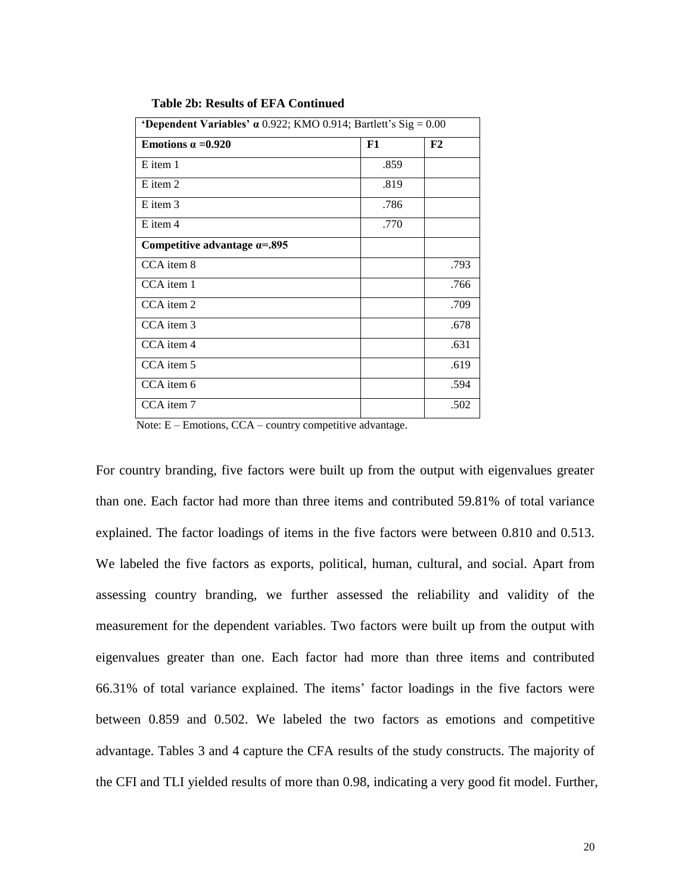**Table 2b: Results of EFA Continued**

| **'Dependent Variables' α** 0.922; KMO 0.914; Bartlett's Sig = 0.00 | | |
|---|---|---|
| **Emotions α =0.920** | **F1** | **F2** |
| E item 1 | .859 | |
| E item 2 | .819 | |
| E item 3 | .786 | |
| E item 4 | .770 | |
| **Competitive advantage α=.895** | | |
| CCA item 8 | | .793 |
| CCA item 1 | | .766 |
| CCA item 2 | | .709 |
| CCA item 3 | | .678 |
| CCA item 4 | | .631 |
| CCA item 5 | | .619 |
| CCA item 6 | | .594 |
| CCA item 7 | | .502 |

Note: E – Emotions, CCA – country competitive advantage.

For country branding, five factors were built up from the output with eigenvalues greater than one. Each factor had more than three items and contributed 59.81% of total variance explained. The factor loadings of items in the five factors were between 0.810 and 0.513. We labeled the five factors as exports, political, human, cultural, and social. Apart from assessing country branding, we further assessed the reliability and validity of the measurement for the dependent variables. Two factors were built up from the output with eigenvalues greater than one. Each factor had more than three items and contributed 66.31% of total variance explained. The items' factor loadings in the five factors were between 0.859 and 0.502. We labeled the two factors as emotions and competitive advantage. Tables 3 and 4 capture the CFA results of the study constructs. The majority of the CFI and TLI yielded results of more than 0.98, indicating a very good fit model. Further,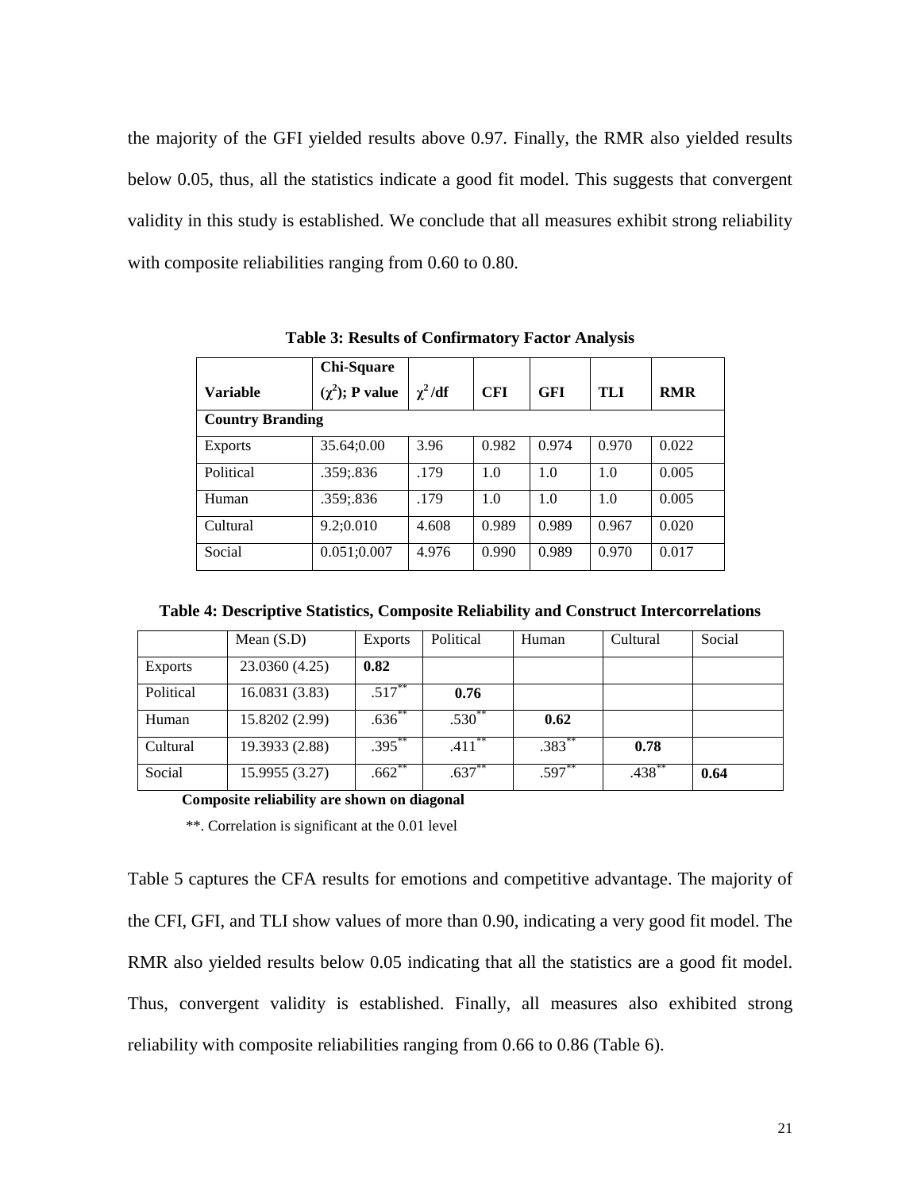the majority of the GFI yielded results above 0.97. Finally, the RMR also yielded results below 0.05, thus, all the statistics indicate a good fit model. This suggests that convergent validity in this study is established. We conclude that all measures exhibit strong reliability with composite reliabilities ranging from 0.60 to 0.80.

**Table 3: Results of Confirmatory Factor Analysis**

| Variable | Chi-Square ($\chi^2$); P value | $\chi^2$/df | CFI | GFI | TLI | RMR |
|---|---|---|---|---|---|---|
| **Country Branding** | | | | | | |
| Exports | 35.64;0.00 | 3.96 | 0.982 | 0.974 | 0.970 | 0.022 |
| Political | .359;.836 | .179 | 1.0 | 1.0 | 1.0 | 0.005 |
| Human | .359;.836 | .179 | 1.0 | 1.0 | 1.0 | 0.005 |
| Cultural | 9.2;0.010 | 4.608 | 0.989 | 0.989 | 0.967 | 0.020 |
| Social | 0.051;0.007 | 4.976 | 0.990 | 0.989 | 0.970 | 0.017 |

**Table 4: Descriptive Statistics, Composite Reliability and Construct Intercorrelations**

| | Mean (S.D) | Exports | Political | Human | Cultural | Social |
|---|---|---|---|---|---|---|
| Exports | 23.0360 (4.25) | **0.82** | | | | |
| Political | 16.0831 (3.83) | .517** | **0.76** | | | |
| Human | 15.8202 (2.99) | .636** | .530** | **0.62** | | |
| Cultural | 19.3933 (2.88) | .395** | .411** | .383** | **0.78** | |
| Social | 15.9955 (3.27) | .662** | .637** | .597** | .438** | **0.64** |

**Composite reliability are shown on diagonal**

**. Correlation is significant at the 0.01 level

Table 5 captures the CFA results for emotions and competitive advantage. The majority of the CFI, GFI, and TLI show values of more than 0.90, indicating a very good fit model. The RMR also yielded results below 0.05 indicating that all the statistics are a good fit model. Thus, convergent validity is established. Finally, all measures also exhibited strong reliability with composite reliabilities ranging from 0.66 to 0.86 (Table 6).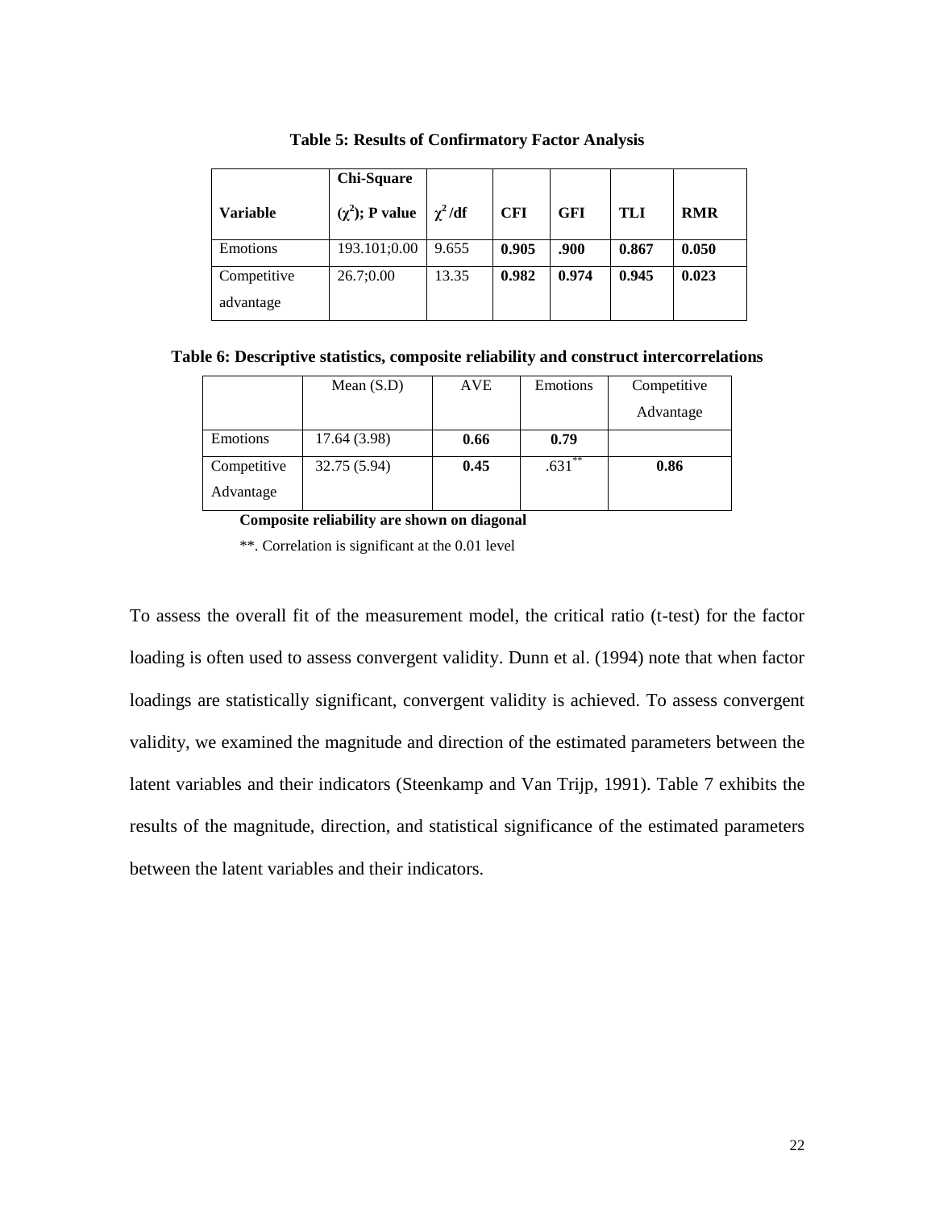**Table 5: Results of Confirmatory Factor Analysis**

| **Variable** | **Chi-Square ($\chi^2$); P value** | **$\chi^2$/df** | **CFI** | **GFI** | **TLI** | **RMR** |
|---|---|---|---|---|---|---|
| Emotions | 193.101;0.00 | 9.655 | **0.905** | **.900** | **0.867** | **0.050** |
| Competitive advantage | 26.7;0.00 | 13.35 | **0.982** | **0.974** | **0.945** | **0.023** |

**Table 6: Descriptive statistics, composite reliability and construct intercorrelations**

| | Mean (S.D) | AVE | Emotions | Competitive Advantage |
|---|---|---|---|---|
| Emotions | 17.64 (3.98) | **0.66** | **0.79** | |
| Competitive Advantage | 32.75 (5.94) | **0.45** | .631** | **0.86** |

**Composite reliability are shown on diagonal**

**. Correlation is significant at the 0.01 level

To assess the overall fit of the measurement model, the critical ratio (t-test) for the factor loading is often used to assess convergent validity. Dunn et al. (1994) note that when factor loadings are statistically significant, convergent validity is achieved. To assess convergent validity, we examined the magnitude and direction of the estimated parameters between the latent variables and their indicators (Steenkamp and Van Trijp, 1991). Table 7 exhibits the results of the magnitude, direction, and statistical significance of the estimated parameters between the latent variables and their indicators.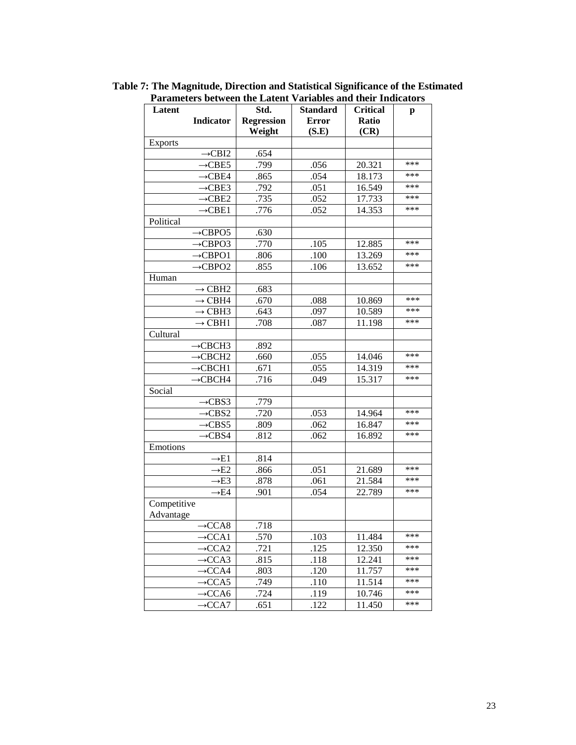**Table 7: The Magnitude, Direction and Statistical Significance of the Estimated Parameters between the Latent Variables and their Indicators**

| Latent Indicator | Std. Regression Weight | Standard Error (S.E) | Critical Ratio (CR) | p |
|---|---|---|---|---|
| Exports | | | | |
| →CBI2 | .654 | | | |
| →CBE5 | .799 | .056 | 20.321 | *** |
| →CBE4 | .865 | .054 | 18.173 | *** |
| →CBE3 | .792 | .051 | 16.549 | *** |
| →CBE2 | .735 | .052 | 17.733 | *** |
| →CBE1 | .776 | .052 | 14.353 | *** |
| Political | | | | |
| →CBPO5 | .630 | | | |
| →CBPO3 | .770 | .105 | 12.885 | *** |
| →CBPO1 | .806 | .100 | 13.269 | *** |
| →CBPO2 | .855 | .106 | 13.652 | *** |
| Human | | | | |
| → CBH2 | .683 | | | |
| → CBH4 | .670 | .088 | 10.869 | *** |
| → CBH3 | .643 | .097 | 10.589 | *** |
| → CBH1 | .708 | .087 | 11.198 | *** |
| Cultural | | | | |
| →CBCH3 | .892 | | | |
| →CBCH2 | .660 | .055 | 14.046 | *** |
| →CBCH1 | .671 | .055 | 14.319 | *** |
| →CBCH4 | .716 | .049 | 15.317 | *** |
| Social | | | | |
| →CBS3 | .779 | | | |
| →CBS2 | .720 | .053 | 14.964 | *** |
| →CBS5 | .809 | .062 | 16.847 | *** |
| →CBS4 | .812 | .062 | 16.892 | *** |
| Emotions | | | | |
| →E1 | .814 | | | |
| →E2 | .866 | .051 | 21.689 | *** |
| →E3 | .878 | .061 | 21.584 | *** |
| →E4 | .901 | .054 | 22.789 | *** |
| Competitive Advantage | | | | |
| →CCA8 | .718 | | | |
| →CCA1 | .570 | .103 | 11.484 | *** |
| →CCA2 | .721 | .125 | 12.350 | *** |
| →CCA3 | .815 | .118 | 12.241 | *** |
| →CCA4 | .803 | .120 | 11.757 | *** |
| →CCA5 | .749 | .110 | 11.514 | *** |
| →CCA6 | .724 | .119 | 10.746 | *** |
| →CCA7 | .651 | .122 | 11.450 | *** |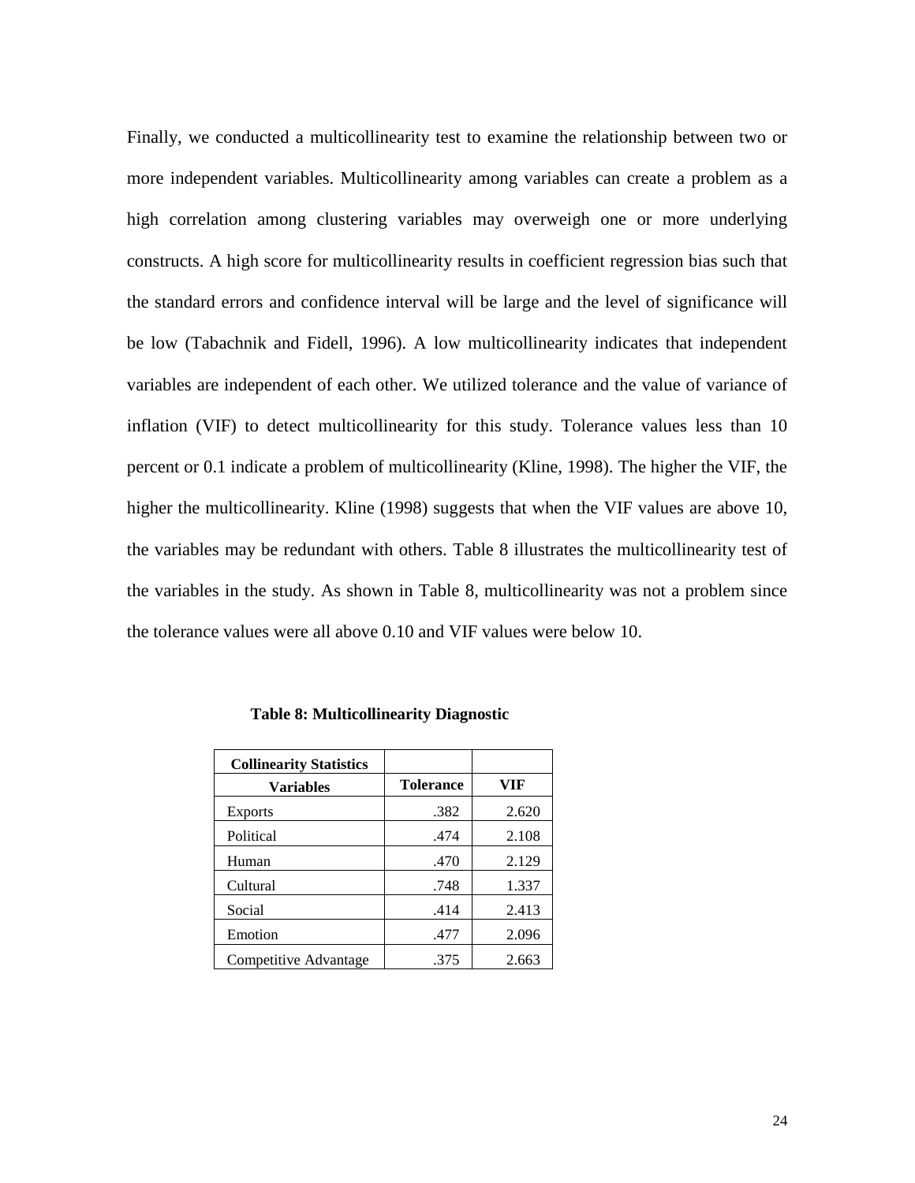Finally, we conducted a multicollinearity test to examine the relationship between two or more independent variables. Multicollinearity among variables can create a problem as a high correlation among clustering variables may overweigh one or more underlying constructs. A high score for multicollinearity results in coefficient regression bias such that the standard errors and confidence interval will be large and the level of significance will be low (Tabachnik and Fidell, 1996). A low multicollinearity indicates that independent variables are independent of each other. We utilized tolerance and the value of variance of inflation (VIF) to detect multicollinearity for this study. Tolerance values less than 10 percent or 0.1 indicate a problem of multicollinearity (Kline, 1998). The higher the VIF, the higher the multicollinearity. Kline (1998) suggests that when the VIF values are above 10, the variables may be redundant with others. Table 8 illustrates the multicollinearity test of the variables in the study. As shown in Table 8, multicollinearity was not a problem since the tolerance values were all above 0.10 and VIF values were below 10.

**Table 8: Multicollinearity Diagnostic**

| **Collinearity Statistics** | | |
|---|---|---|
| **Variables** | **Tolerance** | **VIF** |
| Exports | .382 | 2.620 |
| Political | .474 | 2.108 |
| Human | .470 | 2.129 |
| Cultural | .748 | 1.337 |
| Social | .414 | 2.413 |
| Emotion | .477 | 2.096 |
| Competitive Advantage | .375 | 2.663 |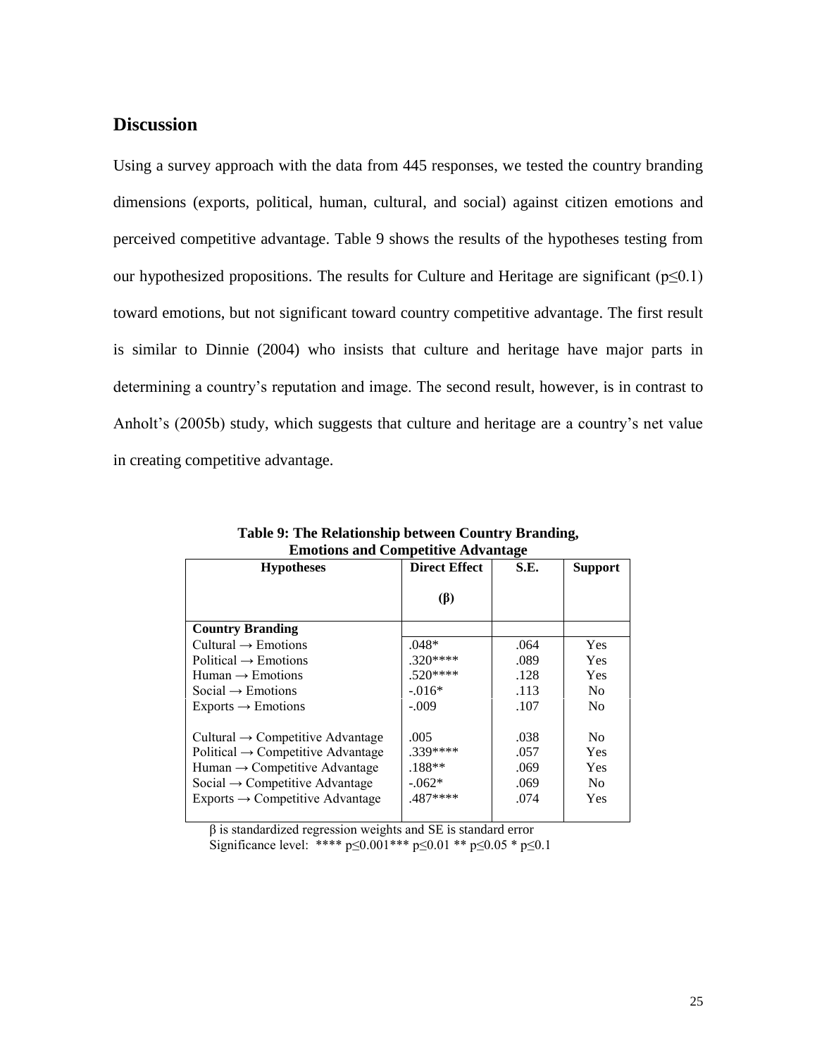## Discussion

Using a survey approach with the data from 445 responses, we tested the country branding dimensions (exports, political, human, cultural, and social) against citizen emotions and perceived competitive advantage. Table 9 shows the results of the hypotheses testing from our hypothesized propositions. The results for Culture and Heritage are significant ($p \leq 0.1$) toward emotions, but not significant toward country competitive advantage. The first result is similar to Dinnie (2004) who insists that culture and heritage have major parts in determining a country's reputation and image. The second result, however, is in contrast to Anholt's (2005b) study, which suggests that culture and heritage are a country's net value in creating competitive advantage.

**Table 9: The Relationship between Country Branding, Emotions and Competitive Advantage**

| Hypotheses | Direct Effect (β) | S.E. | Support |
|---|---|---|---|
| **Country Branding** | | | |
| Cultural → Emotions | .048* | .064 | Yes |
| Political → Emotions | .320**** | .089 | Yes |
| Human → Emotions | .520**** | .128 | Yes |
| Social → Emotions | -.016* | .113 | No |
| Exports → Emotions | -.009 | .107 | No |
| Cultural → Competitive Advantage | .005 | .038 | No |
| Political → Competitive Advantage | .339**** | .057 | Yes |
| Human → Competitive Advantage | .188** | .069 | Yes |
| Social → Competitive Advantage | -.062* | .069 | No |
| Exports → Competitive Advantage | .487**** | .074 | Yes |

β is standardized regression weights and SE is standard error
Significance level: **** $p \leq 0.001$ *** $p \leq 0.01$ ** $p \leq 0.05$ * $p \leq 0.1$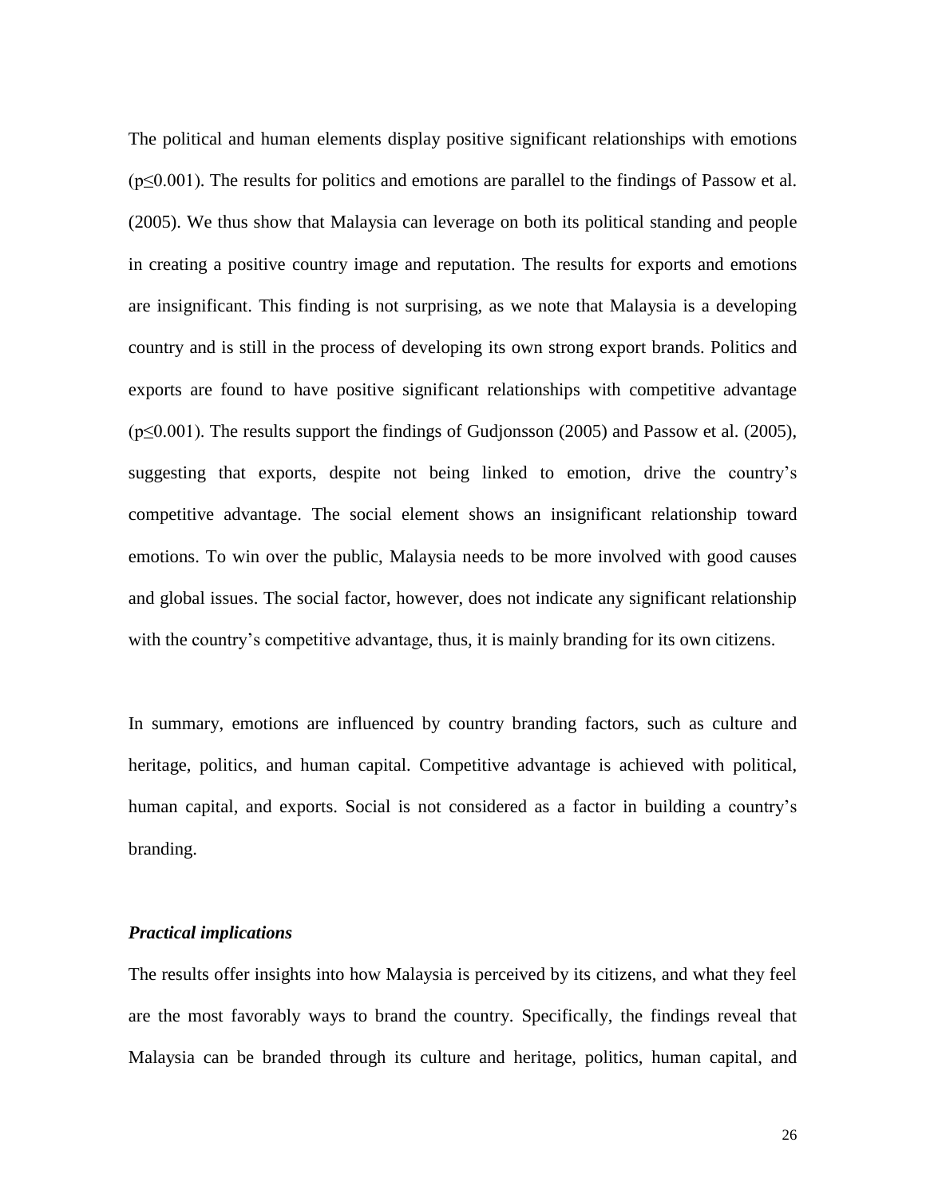The political and human elements display positive significant relationships with emotions ($p \leq 0.001$). The results for politics and emotions are parallel to the findings of Passow et al. (2005). We thus show that Malaysia can leverage on both its political standing and people in creating a positive country image and reputation. The results for exports and emotions are insignificant. This finding is not surprising, as we note that Malaysia is a developing country and is still in the process of developing its own strong export brands. Politics and exports are found to have positive significant relationships with competitive advantage ($p \leq 0.001$). The results support the findings of Gudjonsson (2005) and Passow et al. (2005), suggesting that exports, despite not being linked to emotion, drive the country's competitive advantage. The social element shows an insignificant relationship toward emotions. To win over the public, Malaysia needs to be more involved with good causes and global issues. The social factor, however, does not indicate any significant relationship with the country's competitive advantage, thus, it is mainly branding for its own citizens.

In summary, emotions are influenced by country branding factors, such as culture and heritage, politics, and human capital. Competitive advantage is achieved with political, human capital, and exports. Social is not considered as a factor in building a country's branding.

### *Practical implications*

The results offer insights into how Malaysia is perceived by its citizens, and what they feel are the most favorably ways to brand the country. Specifically, the findings reveal that Malaysia can be branded through its culture and heritage, politics, human capital, and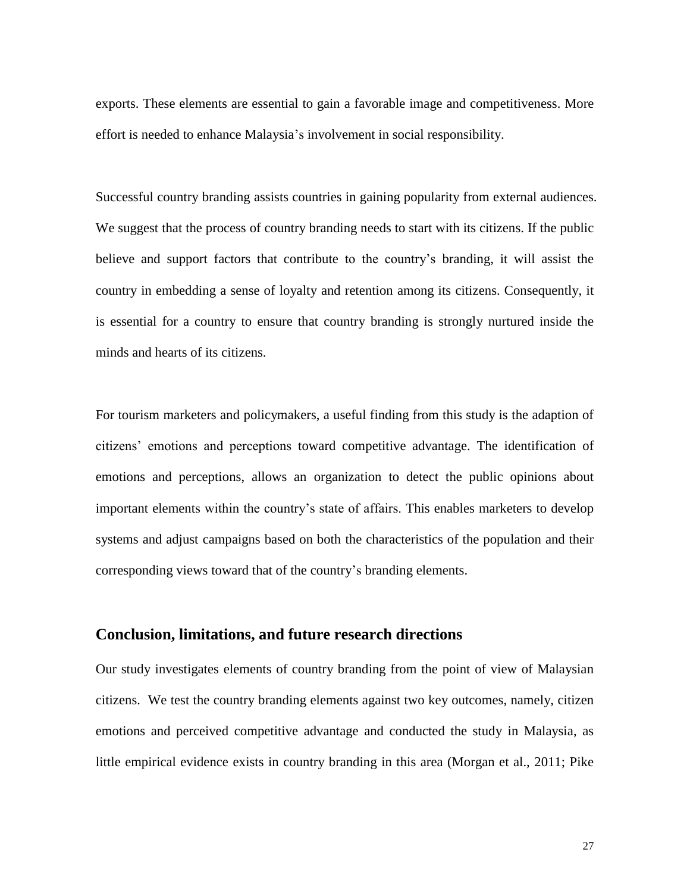exports. These elements are essential to gain a favorable image and competitiveness. More effort is needed to enhance Malaysia's involvement in social responsibility.

Successful country branding assists countries in gaining popularity from external audiences. We suggest that the process of country branding needs to start with its citizens. If the public believe and support factors that contribute to the country's branding, it will assist the country in embedding a sense of loyalty and retention among its citizens. Consequently, it is essential for a country to ensure that country branding is strongly nurtured inside the minds and hearts of its citizens.

For tourism marketers and policymakers, a useful finding from this study is the adaption of citizens' emotions and perceptions toward competitive advantage. The identification of emotions and perceptions, allows an organization to detect the public opinions about important elements within the country's state of affairs. This enables marketers to develop systems and adjust campaigns based on both the characteristics of the population and their corresponding views toward that of the country's branding elements.

## Conclusion, limitations, and future research directions

Our study investigates elements of country branding from the point of view of Malaysian citizens. We test the country branding elements against two key outcomes, namely, citizen emotions and perceived competitive advantage and conducted the study in Malaysia, as little empirical evidence exists in country branding in this area (Morgan et al., 2011; Pike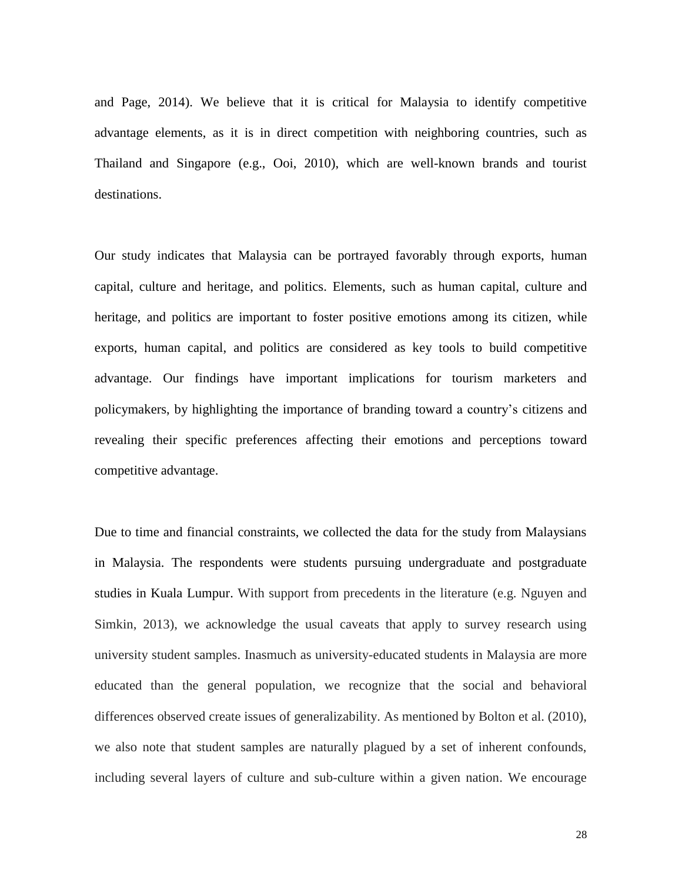and Page, 2014). We believe that it is critical for Malaysia to identify competitive advantage elements, as it is in direct competition with neighboring countries, such as Thailand and Singapore (e.g., Ooi, 2010), which are well-known brands and tourist destinations.

Our study indicates that Malaysia can be portrayed favorably through exports, human capital, culture and heritage, and politics. Elements, such as human capital, culture and heritage, and politics are important to foster positive emotions among its citizen, while exports, human capital, and politics are considered as key tools to build competitive advantage. Our findings have important implications for tourism marketers and policymakers, by highlighting the importance of branding toward a country's citizens and revealing their specific preferences affecting their emotions and perceptions toward competitive advantage.

Due to time and financial constraints, we collected the data for the study from Malaysians in Malaysia. The respondents were students pursuing undergraduate and postgraduate studies in Kuala Lumpur. With support from precedents in the literature (e.g. Nguyen and Simkin, 2013), we acknowledge the usual caveats that apply to survey research using university student samples. Inasmuch as university-educated students in Malaysia are more educated than the general population, we recognize that the social and behavioral differences observed create issues of generalizability. As mentioned by Bolton et al. (2010), we also note that student samples are naturally plagued by a set of inherent confounds, including several layers of culture and sub-culture within a given nation. We encourage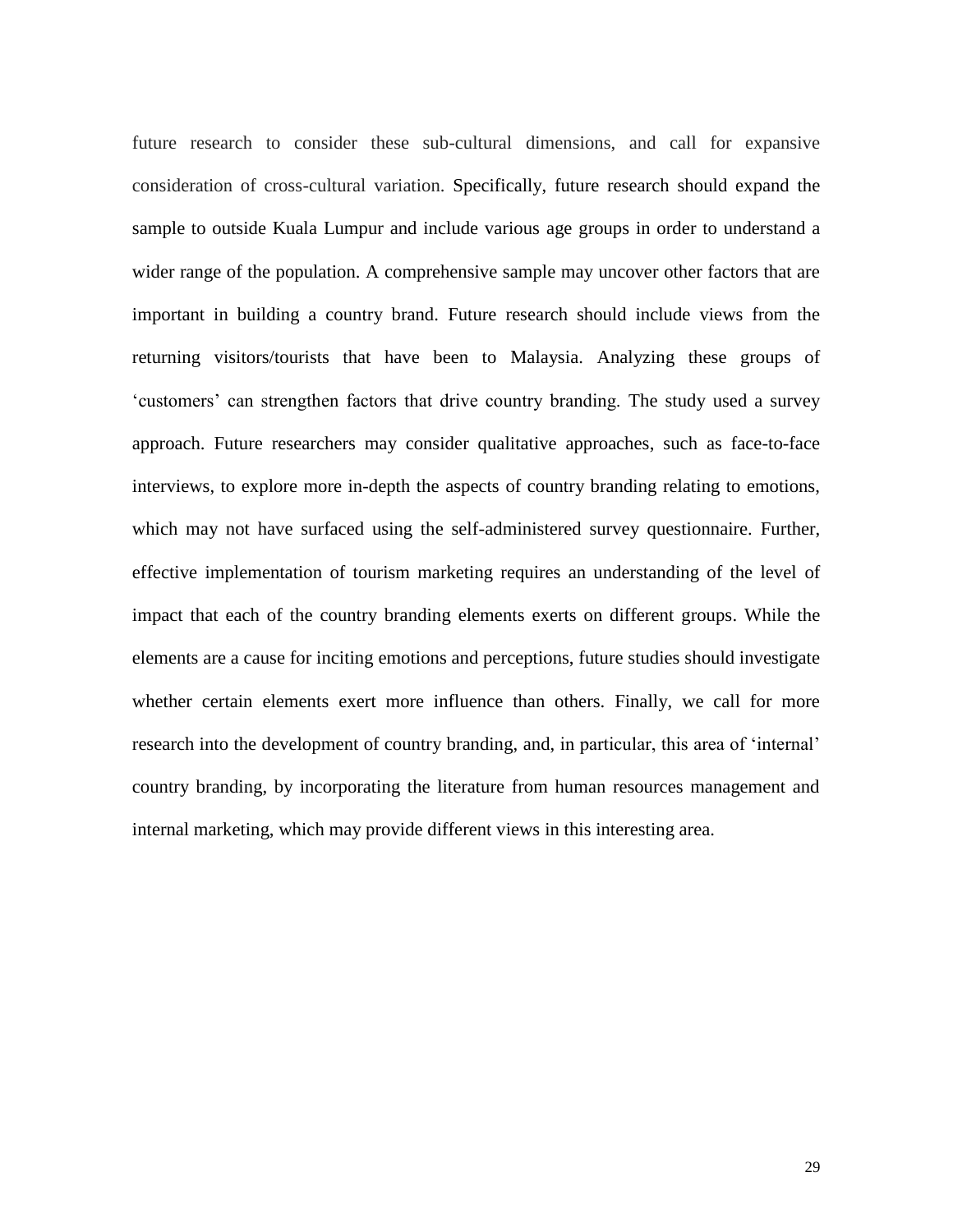future research to consider these sub-cultural dimensions, and call for expansive consideration of cross-cultural variation. Specifically, future research should expand the sample to outside Kuala Lumpur and include various age groups in order to understand a wider range of the population. A comprehensive sample may uncover other factors that are important in building a country brand. Future research should include views from the returning visitors/tourists that have been to Malaysia. Analyzing these groups of 'customers' can strengthen factors that drive country branding. The study used a survey approach. Future researchers may consider qualitative approaches, such as face-to-face interviews, to explore more in-depth the aspects of country branding relating to emotions, which may not have surfaced using the self-administered survey questionnaire. Further, effective implementation of tourism marketing requires an understanding of the level of impact that each of the country branding elements exerts on different groups. While the elements are a cause for inciting emotions and perceptions, future studies should investigate whether certain elements exert more influence than others. Finally, we call for more research into the development of country branding, and, in particular, this area of 'internal' country branding, by incorporating the literature from human resources management and internal marketing, which may provide different views in this interesting area.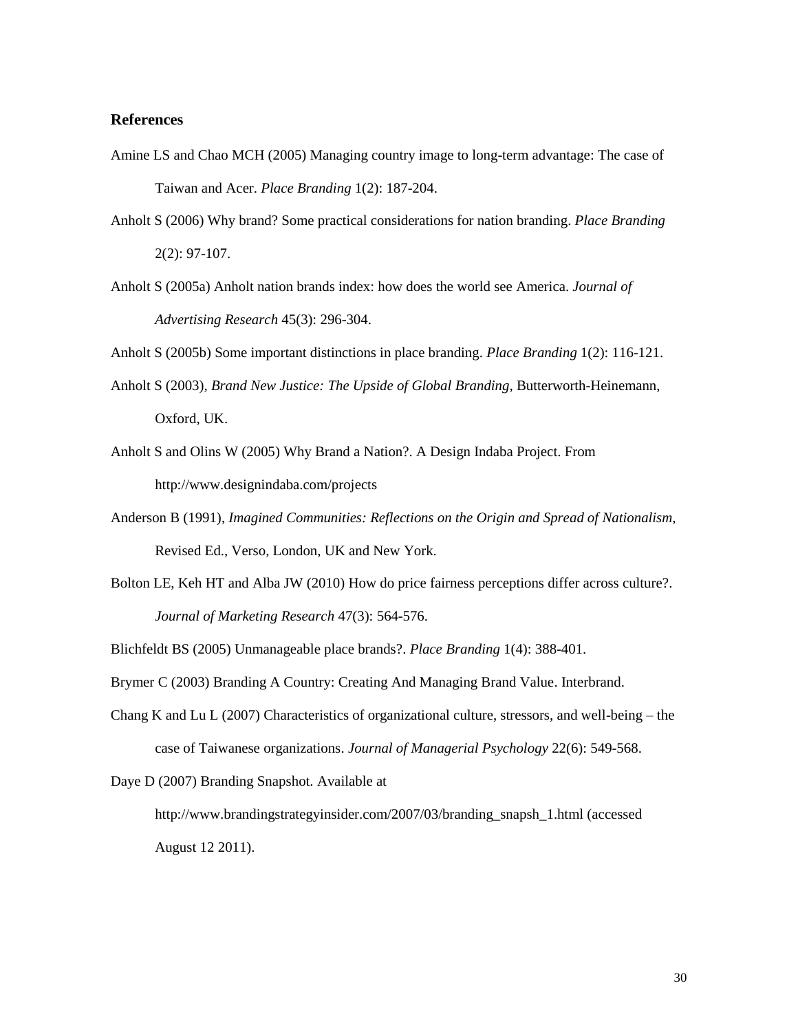## References

Amine LS and Chao MCH (2005) Managing country image to long-term advantage: The case of Taiwan and Acer. *Place Branding* 1(2): 187-204.

Anholt S (2006) Why brand? Some practical considerations for nation branding. *Place Branding* 2(2): 97-107.

Anholt S (2005a) Anholt nation brands index: how does the world see America. *Journal of Advertising Research* 45(3): 296-304.

Anholt S (2005b) Some important distinctions in place branding. *Place Branding* 1(2): 116-121.

Anholt S (2003), *Brand New Justice: The Upside of Global Branding*, Butterworth-Heinemann, Oxford, UK.

Anholt S and Olins W (2005) Why Brand a Nation?. A Design Indaba Project. From http://www.designindaba.com/projects

Anderson B (1991), *Imagined Communities: Reflections on the Origin and Spread of Nationalism*, Revised Ed., Verso, London, UK and New York.

Bolton LE, Keh HT and Alba JW (2010) How do price fairness perceptions differ across culture?. *Journal of Marketing Research* 47(3): 564-576.

Blichfeldt BS (2005) Unmanageable place brands?. *Place Branding* 1(4): 388-401.

Brymer C (2003) Branding A Country: Creating And Managing Brand Value. Interbrand.

Chang K and Lu L (2007) Characteristics of organizational culture, stressors, and well-being – the case of Taiwanese organizations. *Journal of Managerial Psychology* 22(6): 549-568.

Daye D (2007) Branding Snapshot. Available at http://www.brandingstrategyinsider.com/2007/03/branding_snapsh_1.html (accessed August 12 2011).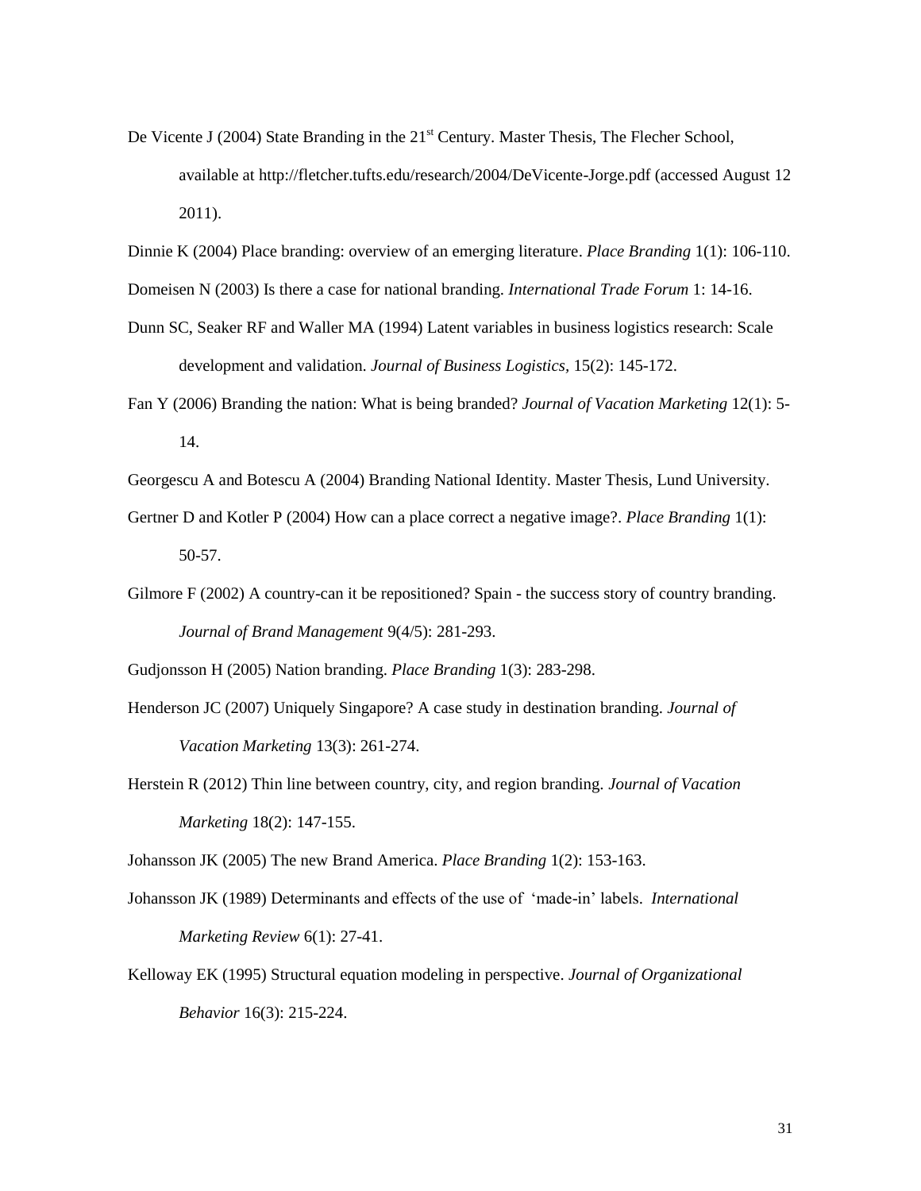De Vicente J (2004) State Branding in the 21st Century. Master Thesis, The Flecher School, available at http://fletcher.tufts.edu/research/2004/DeVicente-Jorge.pdf (accessed August 12 2011).

Dinnie K (2004) Place branding: overview of an emerging literature. *Place Branding* 1(1): 106-110.

Domeisen N (2003) Is there a case for national branding. *International Trade Forum* 1: 14-16.

Dunn SC, Seaker RF and Waller MA (1994) Latent variables in business logistics research: Scale development and validation. *Journal of Business Logistics,* 15(2): 145-172.

Fan Y (2006) Branding the nation: What is being branded? *Journal of Vacation Marketing* 12(1): 5-14.

Georgescu A and Botescu A (2004) Branding National Identity. Master Thesis, Lund University.

Gertner D and Kotler P (2004) How can a place correct a negative image?. *Place Branding* 1(1): 50-57.

Gilmore F (2002) A country-can it be repositioned? Spain - the success story of country branding. *Journal of Brand Management* 9(4/5): 281-293.

Gudjonsson H (2005) Nation branding. *Place Branding* 1(3): 283-298.

Henderson JC (2007) Uniquely Singapore? A case study in destination branding. *Journal of Vacation Marketing* 13(3): 261-274.

Herstein R (2012) Thin line between country, city, and region branding. *Journal of Vacation Marketing* 18(2): 147-155.

Johansson JK (2005) The new Brand America. *Place Branding* 1(2): 153-163.

Johansson JK (1989) Determinants and effects of the use of 'made-in' labels. *International Marketing Review* 6(1): 27-41.

Kelloway EK (1995) Structural equation modeling in perspective. *Journal of Organizational Behavior* 16(3): 215-224.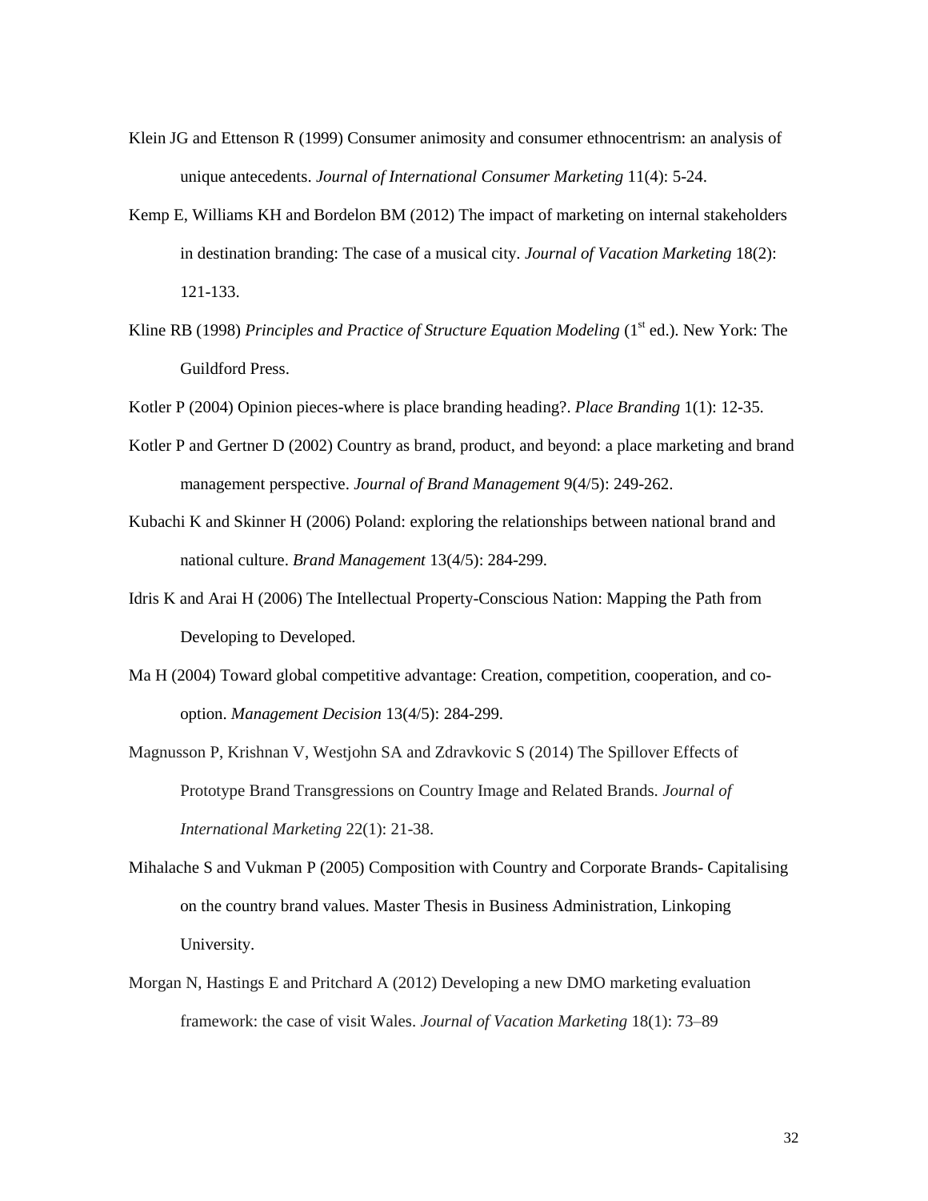Klein JG and Ettenson R (1999) Consumer animosity and consumer ethnocentrism: an analysis of unique antecedents. *Journal of International Consumer Marketing* 11(4): 5-24.

Kemp E, Williams KH and Bordelon BM (2012) The impact of marketing on internal stakeholders in destination branding: The case of a musical city. *Journal of Vacation Marketing* 18(2): 121-133.

Kline RB (1998) *Principles and Practice of Structure Equation Modeling* (1st ed.). New York: The Guildford Press.

Kotler P (2004) Opinion pieces-where is place branding heading?. *Place Branding* 1(1): 12-35.

Kotler P and Gertner D (2002) Country as brand, product, and beyond: a place marketing and brand management perspective. *Journal of Brand Management* 9(4/5): 249-262.

Kubachi K and Skinner H (2006) Poland: exploring the relationships between national brand and national culture. *Brand Management* 13(4/5): 284-299.

Idris K and Arai H (2006) The Intellectual Property-Conscious Nation: Mapping the Path from Developing to Developed.

Ma H (2004) Toward global competitive advantage: Creation, competition, cooperation, and co-option. *Management Decision* 13(4/5): 284-299.

Magnusson P, Krishnan V, Westjohn SA and Zdravkovic S (2014) The Spillover Effects of Prototype Brand Transgressions on Country Image and Related Brands. *Journal of International Marketing* 22(1): 21-38.

Mihalache S and Vukman P (2005) Composition with Country and Corporate Brands- Capitalising on the country brand values. Master Thesis in Business Administration, Linkoping University.

Morgan N, Hastings E and Pritchard A (2012) Developing a new DMO marketing evaluation framework: the case of visit Wales. *Journal of Vacation Marketing* 18(1): 73–89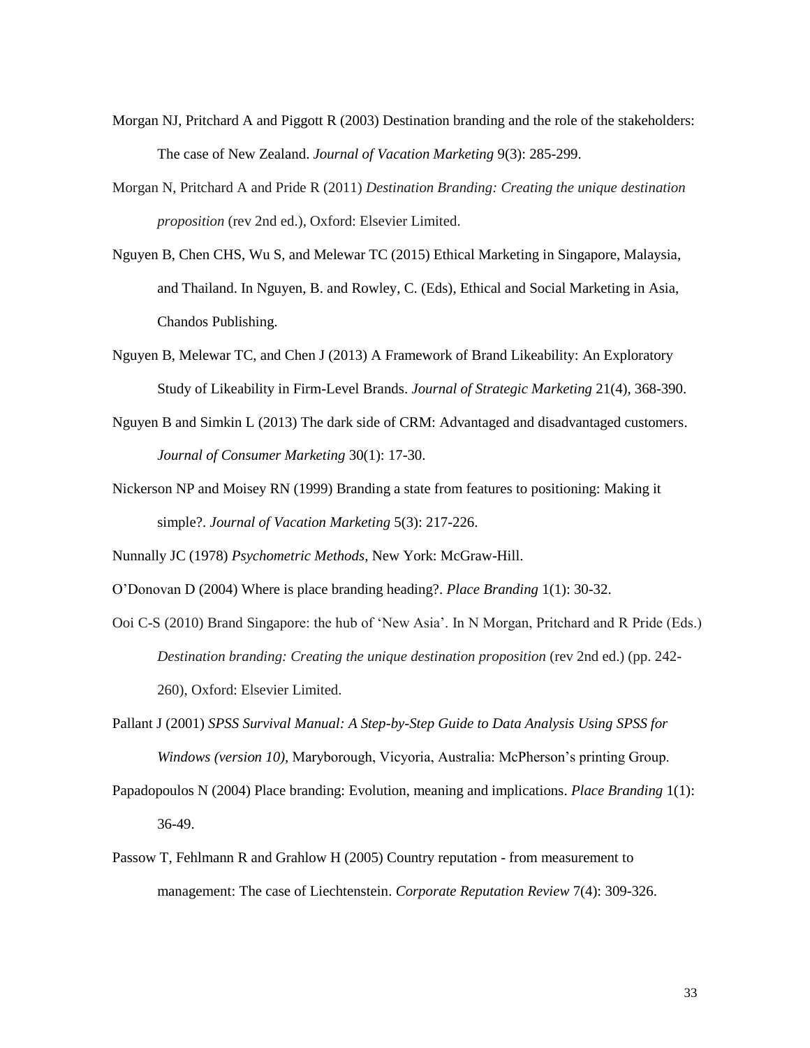Morgan NJ, Pritchard A and Piggott R (2003) Destination branding and the role of the stakeholders: The case of New Zealand. *Journal of Vacation Marketing* 9(3): 285-299.

Morgan N, Pritchard A and Pride R (2011) *Destination Branding: Creating the unique destination proposition* (rev 2nd ed.), Oxford: Elsevier Limited.

Nguyen B, Chen CHS, Wu S, and Melewar TC (2015) Ethical Marketing in Singapore, Malaysia, and Thailand. In Nguyen, B. and Rowley, C. (Eds), Ethical and Social Marketing in Asia, Chandos Publishing.

Nguyen B, Melewar TC, and Chen J (2013) A Framework of Brand Likeability: An Exploratory Study of Likeability in Firm-Level Brands. *Journal of Strategic Marketing* 21(4), 368-390.

Nguyen B and Simkin L (2013) The dark side of CRM: Advantaged and disadvantaged customers. *Journal of Consumer Marketing* 30(1): 17-30.

Nickerson NP and Moisey RN (1999) Branding a state from features to positioning: Making it simple?. *Journal of Vacation Marketing* 5(3): 217-226.

Nunnally JC (1978) *Psychometric Methods,* New York: McGraw-Hill.

O'Donovan D (2004) Where is place branding heading?. *Place Branding* 1(1): 30-32.

Ooi C-S (2010) Brand Singapore: the hub of 'New Asia'. In N Morgan, Pritchard and R Pride (Eds.) *Destination branding: Creating the unique destination proposition* (rev 2nd ed.) (pp. 242-260), Oxford: Elsevier Limited.

Pallant J (2001) *SPSS Survival Manual: A Step-by-Step Guide to Data Analysis Using SPSS for Windows (version 10),* Maryborough, Vicyoria, Australia: McPherson's printing Group.

Papadopoulos N (2004) Place branding: Evolution, meaning and implications. *Place Branding* 1(1): 36-49.

Passow T, Fehlmann R and Grahlow H (2005) Country reputation - from measurement to management: The case of Liechtenstein. *Corporate Reputation Review* 7(4): 309-326.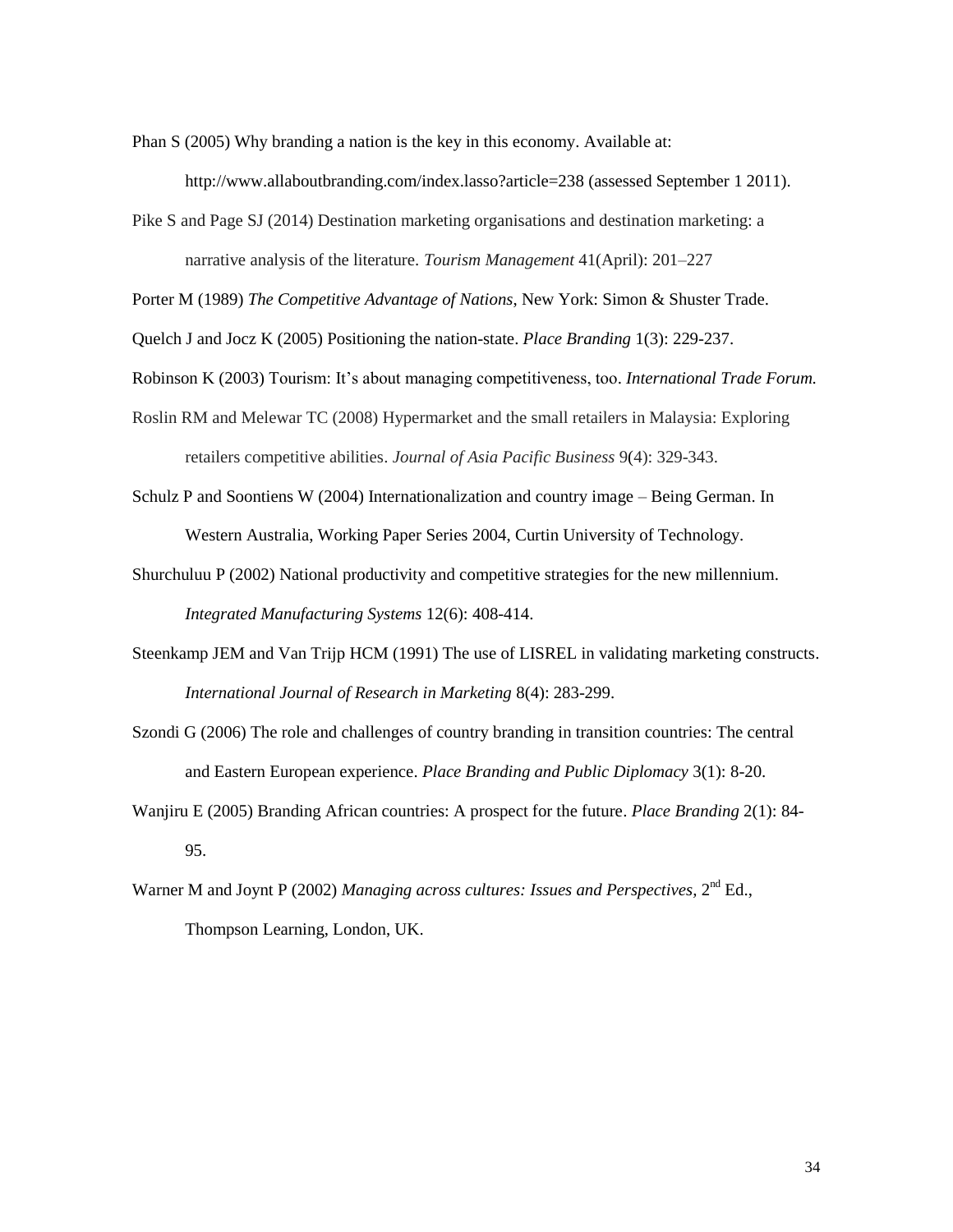Phan S (2005) Why branding a nation is the key in this economy. Available at: http://www.allaboutbranding.com/index.lasso?article=238 (assessed September 1 2011).

Pike S and Page SJ (2014) Destination marketing organisations and destination marketing: a narrative analysis of the literature. *Tourism Management* 41(April): 201–227

Porter M (1989) *The Competitive Advantage of Nations*, New York: Simon & Shuster Trade.

Quelch J and Jocz K (2005) Positioning the nation-state. *Place Branding* 1(3): 229-237.

Robinson K (2003) Tourism: It's about managing competitiveness, too. *International Trade Forum.*

Roslin RM and Melewar TC (2008) Hypermarket and the small retailers in Malaysia: Exploring retailers competitive abilities. *Journal of Asia Pacific Business* 9(4): 329-343.

Schulz P and Soontiens W (2004) Internationalization and country image – Being German. In Western Australia, Working Paper Series 2004, Curtin University of Technology.

Shurchuluu P (2002) National productivity and competitive strategies for the new millennium. *Integrated Manufacturing Systems* 12(6): 408-414.

Steenkamp JEM and Van Trijp HCM (1991) The use of LISREL in validating marketing constructs. *International Journal of Research in Marketing* 8(4): 283-299.

Szondi G (2006) The role and challenges of country branding in transition countries: The central and Eastern European experience. *Place Branding and Public Diplomacy* 3(1): 8-20.

Wanjiru E (2005) Branding African countries: A prospect for the future. *Place Branding* 2(1): 84-95.

Warner M and Joynt P (2002) *Managing across cultures: Issues and Perspectives,* 2nd Ed., Thompson Learning, London, UK.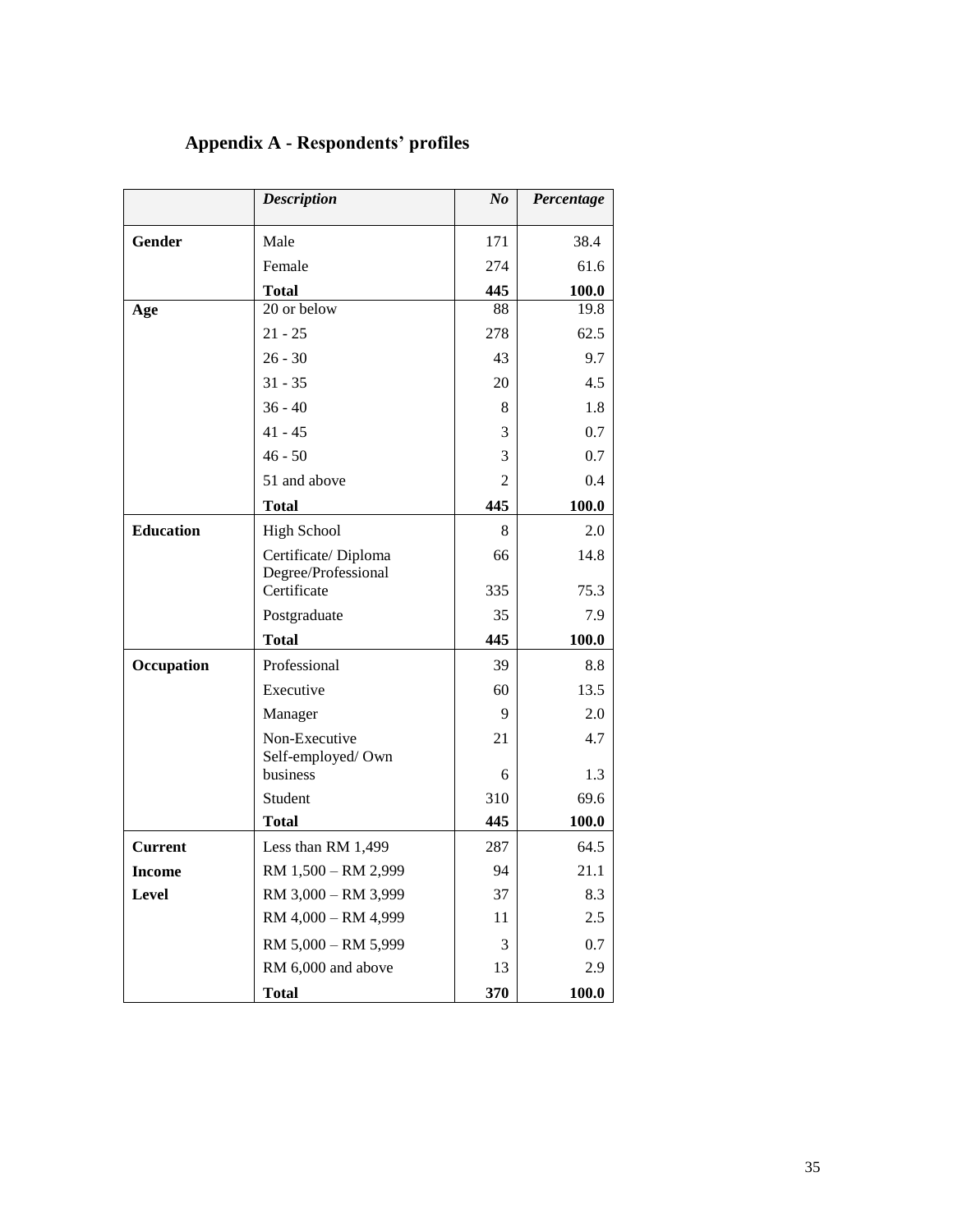## Appendix A - Respondents' profiles

| | *Description* | *No* | *Percentage* |
|---|---|---|---|
| **Gender** | Male | 171 | 38.4 |
| | Female | 274 | 61.6 |
| | **Total** | **445** | **100.0** |
| **Age** | 20 or below | 88 | 19.8 |
| | 21 - 25 | 278 | 62.5 |
| | 26 - 30 | 43 | 9.7 |
| | 31 - 35 | 20 | 4.5 |
| | 36 - 40 | 8 | 1.8 |
| | 41 - 45 | 3 | 0.7 |
| | 46 - 50 | 3 | 0.7 |
| | 51 and above | 2 | 0.4 |
| | **Total** | **445** | **100.0** |
| **Education** | High School | 8 | 2.0 |
| | Certificate/ Diploma | 66 | 14.8 |
| | Degree/Professional Certificate | 335 | 75.3 |
| | Postgraduate | 35 | 7.9 |
| | **Total** | **445** | **100.0** |
| **Occupation** | Professional | 39 | 8.8 |
| | Executive | 60 | 13.5 |
| | Manager | 9 | 2.0 |
| | Non-Executive | 21 | 4.7 |
| | Self-employed/ Own business | 6 | 1.3 |
| | Student | 310 | 69.6 |
| | **Total** | **445** | **100.0** |
| **Current Income Level** | Less than RM 1,499 | 287 | 64.5 |
| | RM 1,500 – RM 2,999 | 94 | 21.1 |
| | RM 3,000 – RM 3,999 | 37 | 8.3 |
| | RM 4,000 – RM 4,999 | 11 | 2.5 |
| | RM 5,000 – RM 5,999 | 3 | 0.7 |
| | RM 6,000 and above | 13 | 2.9 |
| | **Total** | **370** | **100.0** |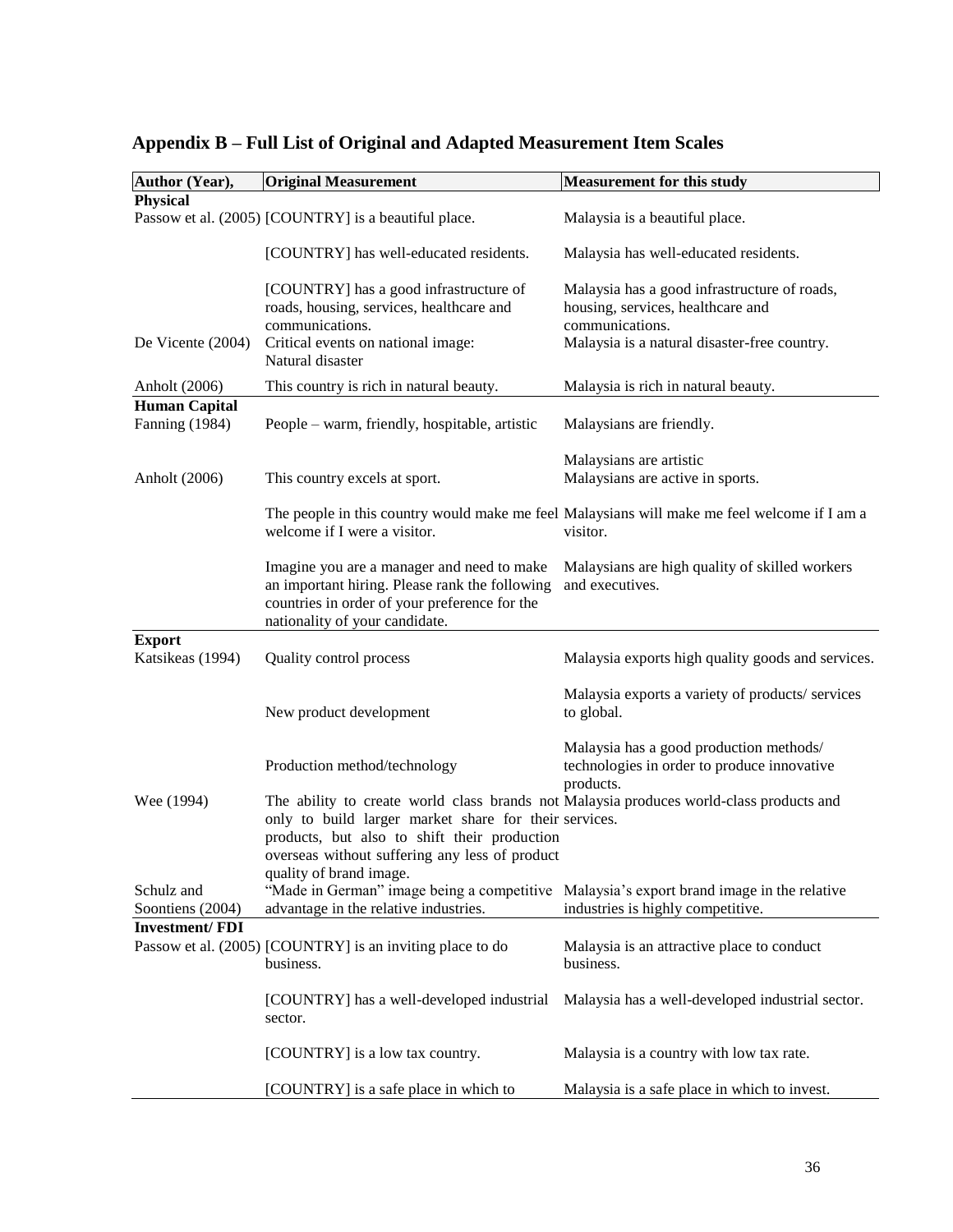## Appendix B – Full List of Original and Adapted Measurement Item Scales

| Author (Year), | Original Measurement | Measurement for this study |
|---|---|---|
| **Physical** | | |
| Passow et al. (2005) | [COUNTRY] is a beautiful place. | Malaysia is a beautiful place. |
| | [COUNTRY] has well-educated residents. | Malaysia has well-educated residents. |
| | [COUNTRY] has a good infrastructure of roads, housing, services, healthcare and communications. | Malaysia has a good infrastructure of roads, housing, services, healthcare and communications. |
| De Vicente (2004) | Critical events on national image: Natural disaster | Malaysia is a natural disaster-free country. |
| Anholt (2006) | This country is rich in natural beauty. | Malaysia is rich in natural beauty. |
| **Human Capital** | | |
| Fanning (1984) | People – warm, friendly, hospitable, artistic | Malaysians are friendly. |
| | | Malaysians are artistic |
| Anholt (2006) | This country excels at sport. | Malaysians are active in sports. |
| | The people in this country would make me feel welcome if I were a visitor. | Malaysians will make me feel welcome if I am a visitor. |
| | Imagine you are a manager and need to make an important hiring. Please rank the following countries in order of your preference for the nationality of your candidate. | Malaysians are high quality of skilled workers and executives. |
| **Export** | | |
| Katsikeas (1994) | Quality control process | Malaysia exports high quality goods and services. |
| | New product development | Malaysia exports a variety of products/ services to global. |
| | Production method/technology | Malaysia has a good production methods/ technologies in order to produce innovative products. |
| Wee (1994) | The ability to create world class brands not only to build larger market share for their products, but also to shift their production overseas without suffering any less of product quality of brand image. | Malaysia produces world-class products and services. |
| Schulz and Soontiens (2004) | "Made in German" image being a competitive advantage in the relative industries. | Malaysia's export brand image in the relative industries is highly competitive. |
| **Investment/ FDI** | | |
| Passow et al. (2005) | [COUNTRY] is an inviting place to do business. | Malaysia is an attractive place to conduct business. |
| | [COUNTRY] has a well-developed industrial sector. | Malaysia has a well-developed industrial sector. |
| | [COUNTRY] is a low tax country. | Malaysia is a country with low tax rate. |
| | [COUNTRY] is a safe place in which to | Malaysia is a safe place in which to invest. |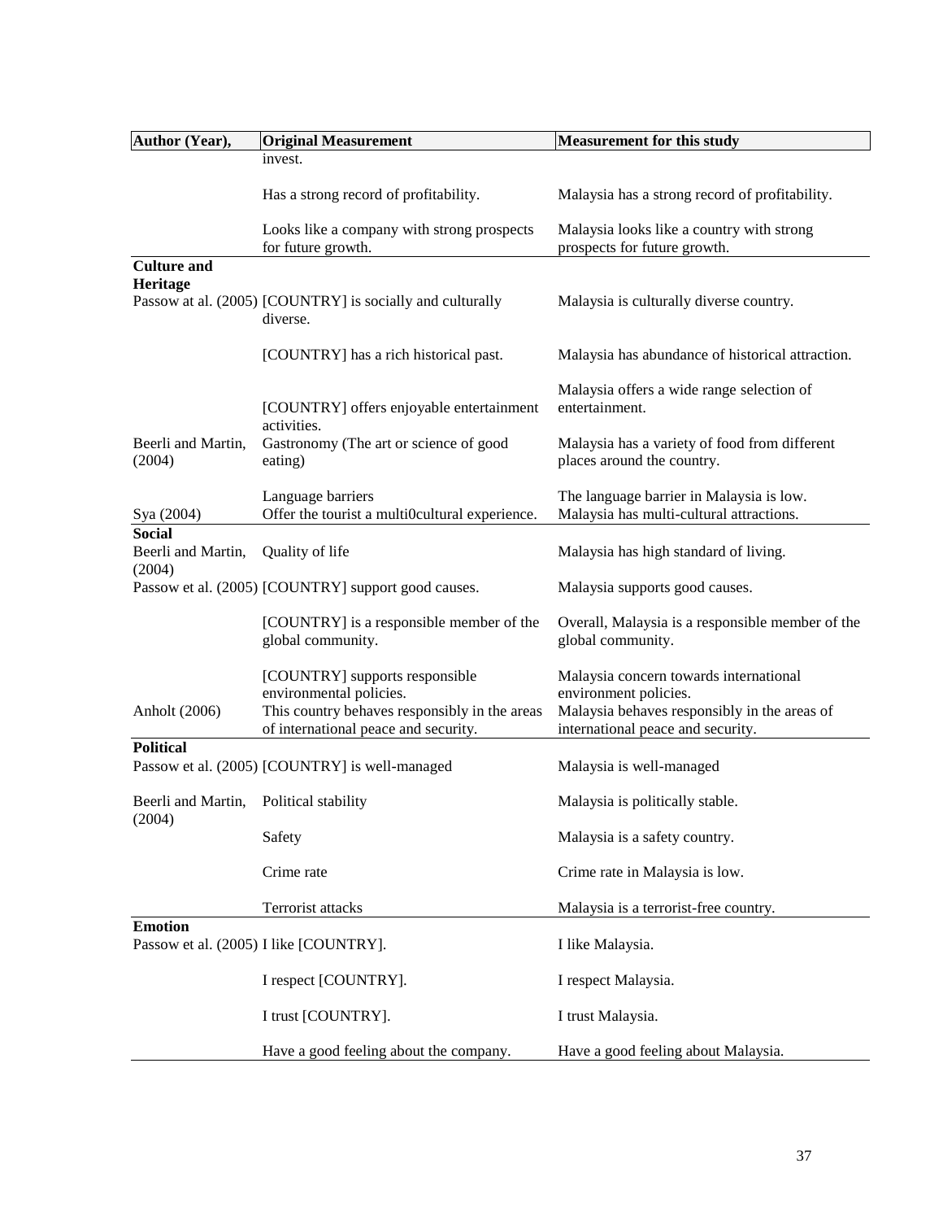| Author (Year), | Original Measurement | Measurement for this study |
|---|---|---|
| | invest. | |
| | Has a strong record of profitability. | Malaysia has a strong record of profitability. |
| | Looks like a company with strong prospects for future growth. | Malaysia looks like a country with strong prospects for future growth. |
| **Culture and Heritage** | | |
| Passow at al. (2005) | [COUNTRY] is socially and culturally diverse. | Malaysia is culturally diverse country. |
| | [COUNTRY] has a rich historical past. | Malaysia has abundance of historical attraction. |
| | [COUNTRY] offers enjoyable entertainment activities. | Malaysia offers a wide range selection of entertainment. |
| Beerli and Martin, (2004) | Gastronomy (The art or science of good eating) | Malaysia has a variety of food from different places around the country. |
| | Language barriers | The language barrier in Malaysia is low. |
| Sya (2004) | Offer the tourist a multi0cultural experience. | Malaysia has multi-cultural attractions. |
| **Social** | | |
| Beerli and Martin, (2004) | Quality of life | Malaysia has high standard of living. |
| Passow et al. (2005) | [COUNTRY] support good causes. | Malaysia supports good causes. |
| | [COUNTRY] is a responsible member of the global community. | Overall, Malaysia is a responsible member of the global community. |
| | [COUNTRY] supports responsible environmental policies. | Malaysia concern towards international environment policies. |
| Anholt (2006) | This country behaves responsibly in the areas of international peace and security. | Malaysia behaves responsibly in the areas of international peace and security. |
| **Political** | | |
| Passow et al. (2005) | [COUNTRY] is well-managed | Malaysia is well-managed |
| Beerli and Martin, (2004) | Political stability | Malaysia is politically stable. |
| | Safety | Malaysia is a safety country. |
| | Crime rate | Crime rate in Malaysia is low. |
| | Terrorist attacks | Malaysia is a terrorist-free country. |
| **Emotion** | | |
| Passow et al. (2005) | I like [COUNTRY]. | I like Malaysia. |
| | I respect [COUNTRY]. | I respect Malaysia. |
| | I trust [COUNTRY]. | I trust Malaysia. |
| | Have a good feeling about the company. | Have a good feeling about Malaysia. |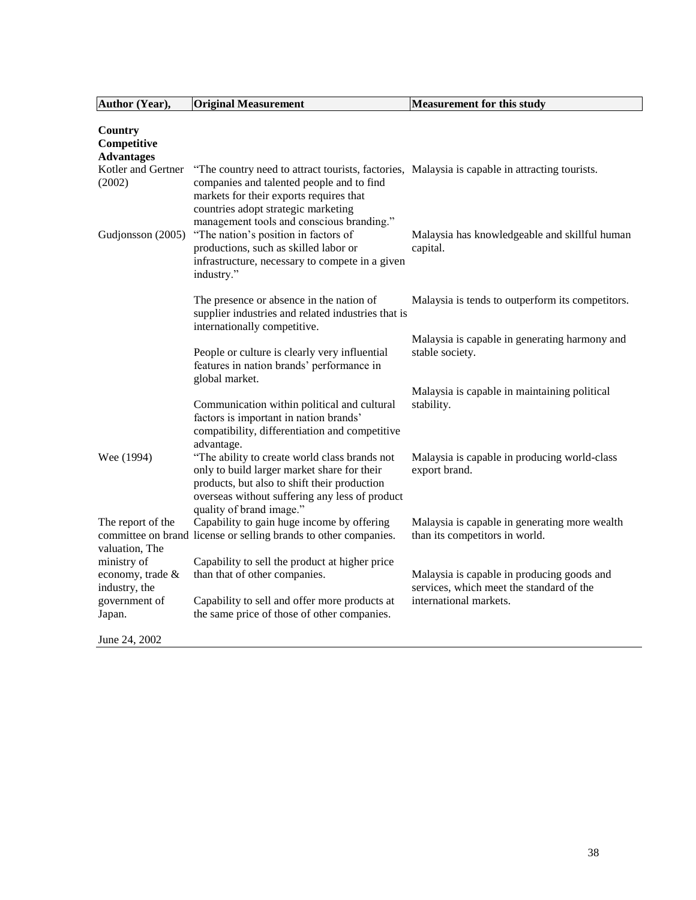| Author (Year), | Original Measurement | Measurement for this study |
|---|---|---|
| **Country Competitive Advantages** | | |
| Kotler and Gertner (2002) | "The country need to attract tourists, factories, companies and talented people and to find markets for their exports requires that countries adopt strategic marketing management tools and conscious branding." | Malaysia is capable in attracting tourists. |
| Gudjonsson (2005) | "The nation's position in factors of productions, such as skilled labor or infrastructure, necessary to compete in a given industry." | Malaysia has knowledgeable and skillful human capital. |
| | The presence or absence in the nation of supplier industries and related industries that is internationally competitive. | Malaysia is tends to outperform its competitors. |
| | People or culture is clearly very influential features in nation brands' performance in global market. | Malaysia is capable in generating harmony and stable society. |
| | Communication within political and cultural factors is important in nation brands' compatibility, differentiation and competitive advantage. | Malaysia is capable in maintaining political stability. |
| Wee (1994) | "The ability to create world class brands not only to build larger market share for their products, but also to shift their production overseas without suffering any less of product quality of brand image." | Malaysia is capable in producing world-class export brand. |
| The report of the committee on brand valuation, The ministry of economy, trade & industry, the government of Japan. June 24, 2002 | Capability to gain huge income by offering license or selling brands to other companies. | Malaysia is capable in generating more wealth than its competitors in world. |
| | Capability to sell the product at higher price than that of other companies. | Malaysia is capable in producing goods and services, which meet the standard of the international markets. |
| | Capability to sell and offer more products at the same price of those of other companies. | |